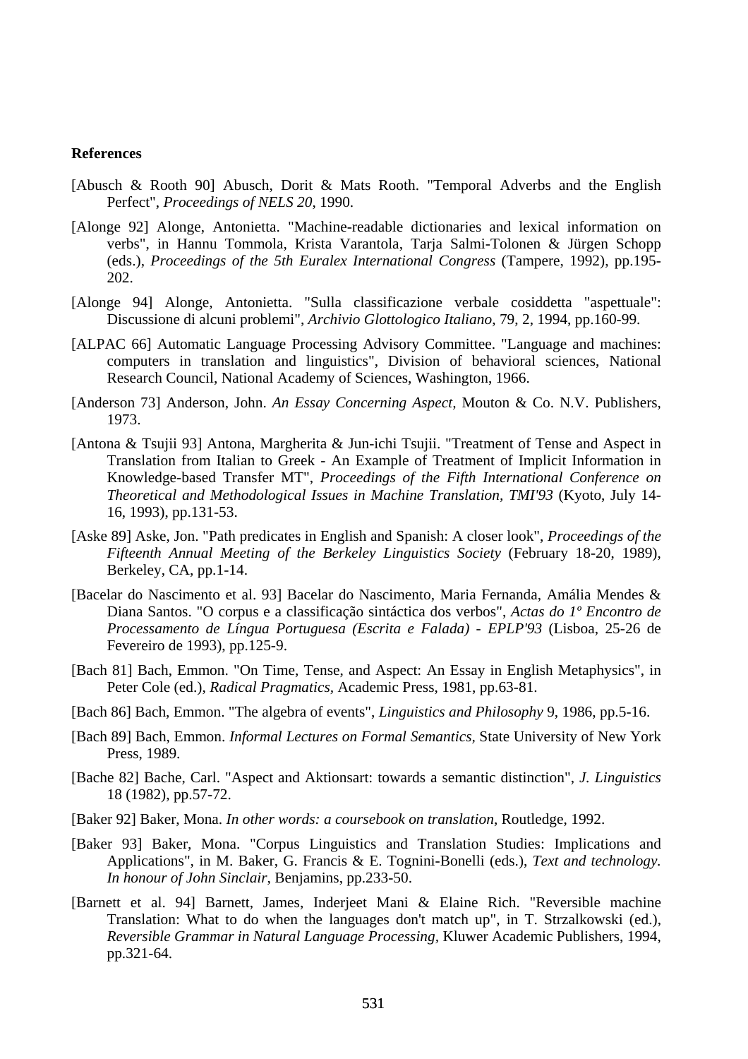**References**

[Abusch & Rooth 90] Abusch, Dorit & Mats Rooth. "Temporal Adverbs and the English Perfect", *Proceedings of NELS 20*, 1990.

[Alonge 92] Alonge, Antonietta. "Machine-readable dictionaries and lexical information on verbs", in Hannu Tommola, Krista Varantola, Tarja Salmi-Tolonen & Jürgen Schopp (eds.), *Proceedings of the 5th Euralex International Congress* (Tampere, 1992), pp.195-202.

[Alonge 94] Alonge, Antonietta. "Sulla classificazione verbale cosiddetta "aspettuale": Discussione di alcuni problemi", *Archivio Glottologico Italiano*, 79, 2, 1994, pp.160-99.

[ALPAC 66] Automatic Language Processing Advisory Committee. "Language and machines: computers in translation and linguistics", Division of behavioral sciences, National Research Council, National Academy of Sciences, Washington, 1966.

[Anderson 73] Anderson, John. *An Essay Concerning Aspect*, Mouton & Co. N.V. Publishers, 1973.

[Antona & Tsujii 93] Antona, Margherita & Jun-ichi Tsujii. "Treatment of Tense and Aspect in Translation from Italian to Greek - An Example of Treatment of Implicit Information in Knowledge-based Transfer MT", *Proceedings of the Fifth International Conference on Theoretical and Methodological Issues in Machine Translation, TMI'93* (Kyoto, July 14-16, 1993), pp.131-53.

[Aske 89] Aske, Jon. "Path predicates in English and Spanish: A closer look", *Proceedings of the Fifteenth Annual Meeting of the Berkeley Linguistics Society* (February 18-20, 1989), Berkeley, CA, pp.1-14.

[Bacelar do Nascimento et al. 93] Bacelar do Nascimento, Maria Fernanda, Amália Mendes & Diana Santos. "O corpus e a classificação sintáctica dos verbos", *Actas do 1º Encontro de Processamento de Língua Portuguesa (Escrita e Falada) - EPLP'93* (Lisboa, 25-26 de Fevereiro de 1993), pp.125-9.

[Bach 81] Bach, Emmon. "On Time, Tense, and Aspect: An Essay in English Metaphysics", in Peter Cole (ed.), *Radical Pragmatics*, Academic Press, 1981, pp.63-81.

[Bach 86] Bach, Emmon. "The algebra of events", *Linguistics and Philosophy* 9, 1986, pp.5-16.

[Bach 89] Bach, Emmon. *Informal Lectures on Formal Semantics*, State University of New York Press, 1989.

[Bache 82] Bache, Carl. "Aspect and Aktionsart: towards a semantic distinction", *J. Linguistics* 18 (1982), pp.57-72.

[Baker 92] Baker, Mona. *In other words: a coursebook on translation*, Routledge, 1992.

[Baker 93] Baker, Mona. "Corpus Linguistics and Translation Studies: Implications and Applications", in M. Baker, G. Francis & E. Tognini-Bonelli (eds.), *Text and technology. In honour of John Sinclair*, Benjamins, pp.233-50.

[Barnett et al. 94] Barnett, James, Inderjeet Mani & Elaine Rich. "Reversible machine Translation: What to do when the languages don't match up", in T. Strzalkowski (ed.), *Reversible Grammar in Natural Language Processing*, Kluwer Academic Publishers, 1994, pp.321-64.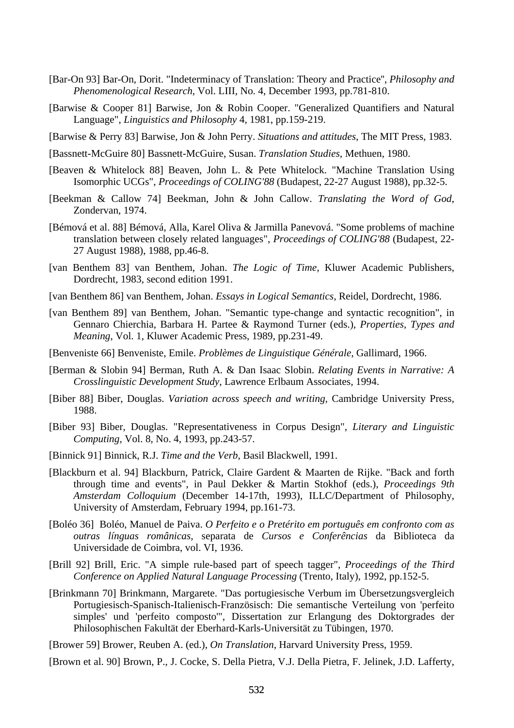[Bar-On 93] Bar-On, Dorit. "Indeterminacy of Translation: Theory and Practice", *Philosophy and Phenomenological Research*, Vol. LIII, No. 4, December 1993, pp.781-810.

[Barwise & Cooper 81] Barwise, Jon & Robin Cooper. "Generalized Quantifiers and Natural Language", *Linguistics and Philosophy* 4, 1981, pp.159-219.

[Barwise & Perry 83] Barwise, Jon & John Perry. *Situations and attitudes*, The MIT Press, 1983.

[Bassnett-McGuire 80] Bassnett-McGuire, Susan. *Translation Studies*, Methuen, 1980.

[Beaven & Whitelock 88] Beaven, John L. & Pete Whitelock. "Machine Translation Using Isomorphic UCGs", *Proceedings of COLING'88* (Budapest, 22-27 August 1988), pp.32-5.

[Beekman & Callow 74] Beekman, John & John Callow. *Translating the Word of God*, Zondervan, 1974.

[Bémová et al. 88] Bémová, Alla, Karel Oliva & Jarmilla Panevová. "Some problems of machine translation between closely related languages", *Proceedings of COLING'88* (Budapest, 22-27 August 1988), 1988, pp.46-8.

[van Benthem 83] van Benthem, Johan. *The Logic of Time*, Kluwer Academic Publishers, Dordrecht, 1983, second edition 1991.

[van Benthem 86] van Benthem, Johan. *Essays in Logical Semantics*, Reidel, Dordrecht, 1986.

[van Benthem 89] van Benthem, Johan. "Semantic type-change and syntactic recognition", in Gennaro Chierchia, Barbara H. Partee & Raymond Turner (eds.), *Properties, Types and Meaning*, Vol. 1, Kluwer Academic Press, 1989, pp.231-49.

[Benveniste 66] Benveniste, Emile. *Problèmes de Linguistique Générale*, Gallimard, 1966.

[Berman & Slobin 94] Berman, Ruth A. & Dan Isaac Slobin. *Relating Events in Narrative: A Crosslinguistic Development Study*, Lawrence Erlbaum Associates, 1994.

[Biber 88] Biber, Douglas. *Variation across speech and writing*, Cambridge University Press, 1988.

[Biber 93] Biber, Douglas. "Representativeness in Corpus Design", *Literary and Linguistic Computing*, Vol. 8, No. 4, 1993, pp.243-57.

[Binnick 91] Binnick, R.J. *Time and the Verb*, Basil Blackwell, 1991.

[Blackburn et al. 94] Blackburn, Patrick, Claire Gardent & Maarten de Rijke. "Back and forth through time and events", in Paul Dekker & Martin Stokhof (eds.), *Proceedings 9th Amsterdam Colloquium* (December 14-17th, 1993), ILLC/Department of Philosophy, University of Amsterdam, February 1994, pp.161-73.

[Boléo 36] Boléo, Manuel de Paiva. *O Perfeito e o Pretérito em português em confronto com as outras línguas românicas,* separata de *Cursos e Conferências* da Biblioteca da Universidade de Coimbra, vol. VI, 1936.

[Brill 92] Brill, Eric. "A simple rule-based part of speech tagger", *Proceedings of the Third Conference on Applied Natural Language Processing* (Trento, Italy), 1992, pp.152-5.

[Brinkmann 70] Brinkmann, Margarete. "Das portugiesische Verbum im Übersetzungsvergleich Portugiesisch-Spanisch-Italienisch-Französisch: Die semantische Verteilung von 'perfeito simples' und 'perfeito composto'", Dissertation zur Erlangung des Doktorgrades der Philosophischen Fakultät der Eberhard-Karls-Universität zu Tübingen, 1970.

[Brower 59] Brower, Reuben A. (ed.), *On Translation*, Harvard University Press, 1959.

[Brown et al. 90] Brown, P., J. Cocke, S. Della Pietra, V.J. Della Pietra, F. Jelinek, J.D. Lafferty,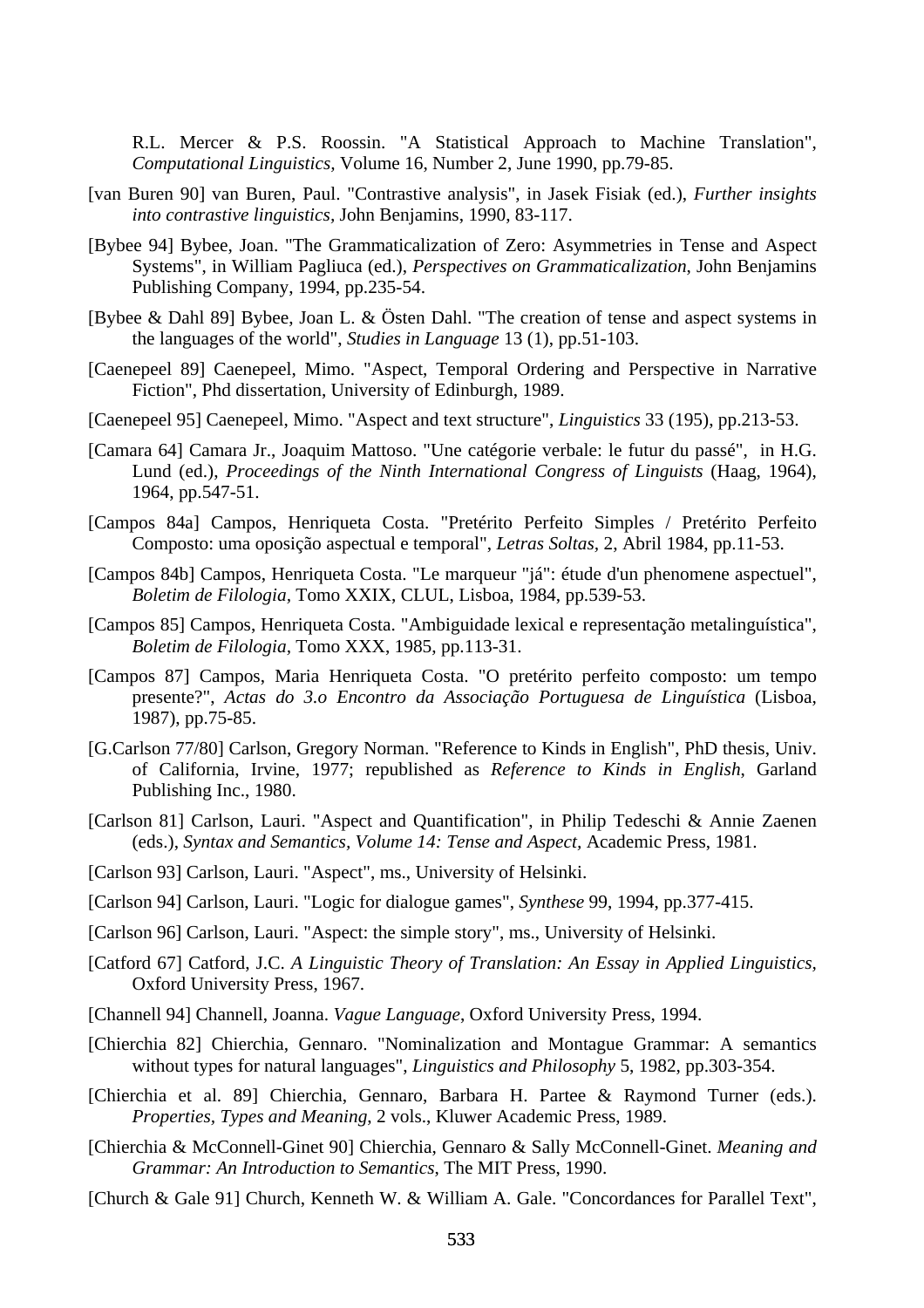R.L. Mercer & P.S. Roossin. "A Statistical Approach to Machine Translation", *Computational Linguistics*, Volume 16, Number 2, June 1990, pp.79-85.

[van Buren 90] van Buren, Paul. "Contrastive analysis", in Jasek Fisiak (ed.), *Further insights into contrastive linguistics*, John Benjamins, 1990, 83-117.

[Bybee 94] Bybee, Joan. "The Grammaticalization of Zero: Asymmetries in Tense and Aspect Systems", in William Pagliuca (ed.), *Perspectives on Grammaticalization*, John Benjamins Publishing Company, 1994, pp.235-54.

[Bybee & Dahl 89] Bybee, Joan L. & Östen Dahl. "The creation of tense and aspect systems in the languages of the world", *Studies in Language* 13 (1), pp.51-103.

[Caenepeel 89] Caenepeel, Mimo. "Aspect, Temporal Ordering and Perspective in Narrative Fiction", Phd dissertation, University of Edinburgh, 1989.

[Caenepeel 95] Caenepeel, Mimo. "Aspect and text structure", *Linguistics* 33 (195), pp.213-53.

[Camara 64] Camara Jr., Joaquim Mattoso. "Une catégorie verbale: le futur du passé", in H.G. Lund (ed.), *Proceedings of the Ninth International Congress of Linguists* (Haag, 1964), 1964, pp.547-51.

[Campos 84a] Campos, Henriqueta Costa. "Pretérito Perfeito Simples / Pretérito Perfeito Composto: uma oposição aspectual e temporal", *Letras Soltas*, 2, Abril 1984, pp.11-53.

[Campos 84b] Campos, Henriqueta Costa. "Le marqueur "já": étude d'un phenomene aspectuel", *Boletim de Filologia*, Tomo XXIX, CLUL, Lisboa, 1984, pp.539-53.

[Campos 85] Campos, Henriqueta Costa. "Ambiguidade lexical e representação metalinguística", *Boletim de Filologia*, Tomo XXX, 1985, pp.113-31.

[Campos 87] Campos, Maria Henriqueta Costa. "O pretérito perfeito composto: um tempo presente?", *Actas do 3.o Encontro da Associação Portuguesa de Linguística* (Lisboa, 1987), pp.75-85.

[G.Carlson 77/80] Carlson, Gregory Norman. "Reference to Kinds in English", PhD thesis, Univ. of California, Irvine, 1977; republished as *Reference to Kinds in English*, Garland Publishing Inc., 1980.

[Carlson 81] Carlson, Lauri. "Aspect and Quantification", in Philip Tedeschi & Annie Zaenen (eds.), *Syntax and Semantics, Volume 14: Tense and Aspect,* Academic Press, 1981.

[Carlson 93] Carlson, Lauri. "Aspect", ms., University of Helsinki.

[Carlson 94] Carlson, Lauri. "Logic for dialogue games", *Synthese* 99, 1994, pp.377-415.

[Carlson 96] Carlson, Lauri. "Aspect: the simple story", ms., University of Helsinki.

[Catford 67] Catford, J.C. *A Linguistic Theory of Translation: An Essay in Applied Linguistics,* Oxford University Press, 1967.

[Channell 94] Channell, Joanna. *Vague Language*, Oxford University Press, 1994.

[Chierchia 82] Chierchia, Gennaro. "Nominalization and Montague Grammar: A semantics without types for natural languages", *Linguistics and Philosophy* 5, 1982, pp.303-354.

[Chierchia et al. 89] Chierchia, Gennaro, Barbara H. Partee & Raymond Turner (eds.). *Properties, Types and Meaning*, 2 vols., Kluwer Academic Press, 1989.

[Chierchia & McConnell-Ginet 90] Chierchia, Gennaro & Sally McConnell-Ginet. *Meaning and Grammar: An Introduction to Semantics*, The MIT Press, 1990.

[Church & Gale 91] Church, Kenneth W. & William A. Gale. "Concordances for Parallel Text",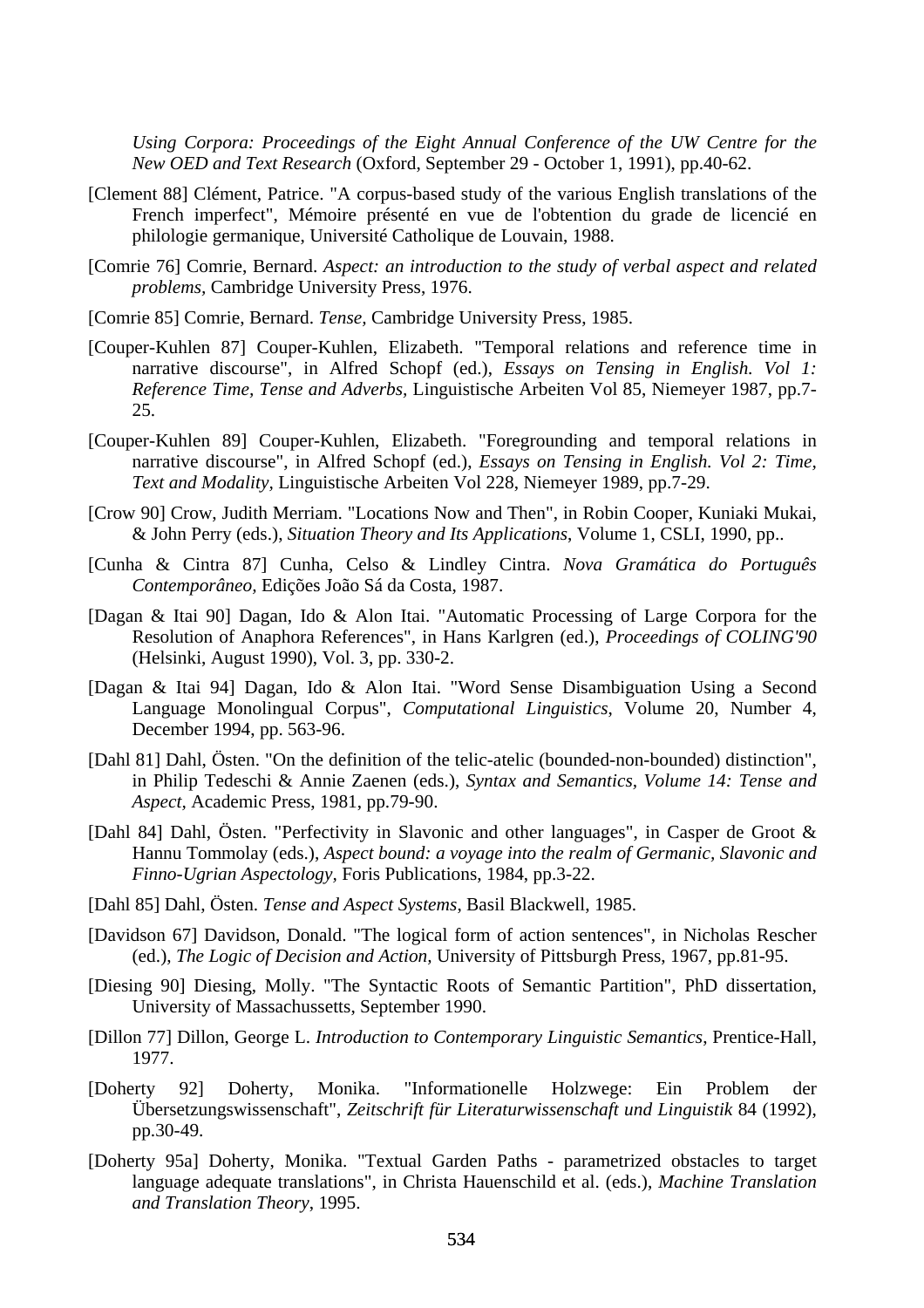*Using Corpora: Proceedings of the Eight Annual Conference of the UW Centre for the New OED and Text Research* (Oxford, September 29 - October 1, 1991), pp.40-62.

[Clement 88] Clément, Patrice. "A corpus-based study of the various English translations of the French imperfect", Mémoire présenté en vue de l'obtention du grade de licencié en philologie germanique, Université Catholique de Louvain, 1988.

[Comrie 76] Comrie, Bernard. *Aspect: an introduction to the study of verbal aspect and related problems,* Cambridge University Press, 1976.

[Comrie 85] Comrie, Bernard. *Tense,* Cambridge University Press, 1985.

[Couper-Kuhlen 87] Couper-Kuhlen, Elizabeth. "Temporal relations and reference time in narrative discourse", in Alfred Schopf (ed.), *Essays on Tensing in English. Vol 1: Reference Time, Tense and Adverbs,* Linguistische Arbeiten Vol 85, Niemeyer 1987, pp.7-25.

[Couper-Kuhlen 89] Couper-Kuhlen, Elizabeth. "Foregrounding and temporal relations in narrative discourse", in Alfred Schopf (ed.), *Essays on Tensing in English. Vol 2: Time, Text and Modality,* Linguistische Arbeiten Vol 228, Niemeyer 1989, pp.7-29.

[Crow 90] Crow, Judith Merriam. "Locations Now and Then", in Robin Cooper, Kuniaki Mukai, & John Perry (eds.), *Situation Theory and Its Applications*, Volume 1, CSLI, 1990, pp..

[Cunha & Cintra 87] Cunha, Celso & Lindley Cintra. *Nova Gramática do Português Contemporâneo,* Edições João Sá da Costa, 1987.

[Dagan & Itai 90] Dagan, Ido & Alon Itai. "Automatic Processing of Large Corpora for the Resolution of Anaphora References", in Hans Karlgren (ed.), *Proceedings of COLING'90* (Helsinki, August 1990), Vol. 3, pp. 330-2.

[Dagan & Itai 94] Dagan, Ido & Alon Itai. "Word Sense Disambiguation Using a Second Language Monolingual Corpus", *Computational Linguistics*, Volume 20, Number 4, December 1994, pp. 563-96.

[Dahl 81] Dahl, Östen. "On the definition of the telic-atelic (bounded-non-bounded) distinction", in Philip Tedeschi & Annie Zaenen (eds.), *Syntax and Semantics, Volume 14: Tense and Aspect,* Academic Press, 1981, pp.79-90.

[Dahl 84] Dahl, Östen. "Perfectivity in Slavonic and other languages", in Casper de Groot & Hannu Tommolay (eds.), *Aspect bound: a voyage into the realm of Germanic, Slavonic and Finno-Ugrian Aspectology,* Foris Publications, 1984, pp.3-22.

[Dahl 85] Dahl, Östen. *Tense and Aspect Systems*, Basil Blackwell, 1985.

[Davidson 67] Davidson, Donald. "The logical form of action sentences", in Nicholas Rescher (ed.), *The Logic of Decision and Action,* University of Pittsburgh Press, 1967, pp.81-95.

[Diesing 90] Diesing, Molly. "The Syntactic Roots of Semantic Partition", PhD dissertation, University of Massachussetts, September 1990.

[Dillon 77] Dillon, George L. *Introduction to Contemporary Linguistic Semantics*, Prentice-Hall, 1977.

[Doherty 92] Doherty, Monika. "Informationelle Holzwege: Ein Problem der Übersetzungswissenschaft", *Zeitschrift für Literaturwissenschaft und Linguistik* 84 (1992), pp.30-49.

[Doherty 95a] Doherty, Monika. "Textual Garden Paths - parametrized obstacles to target language adequate translations", in Christa Hauenschild et al. (eds.), *Machine Translation and Translation Theory,* 1995.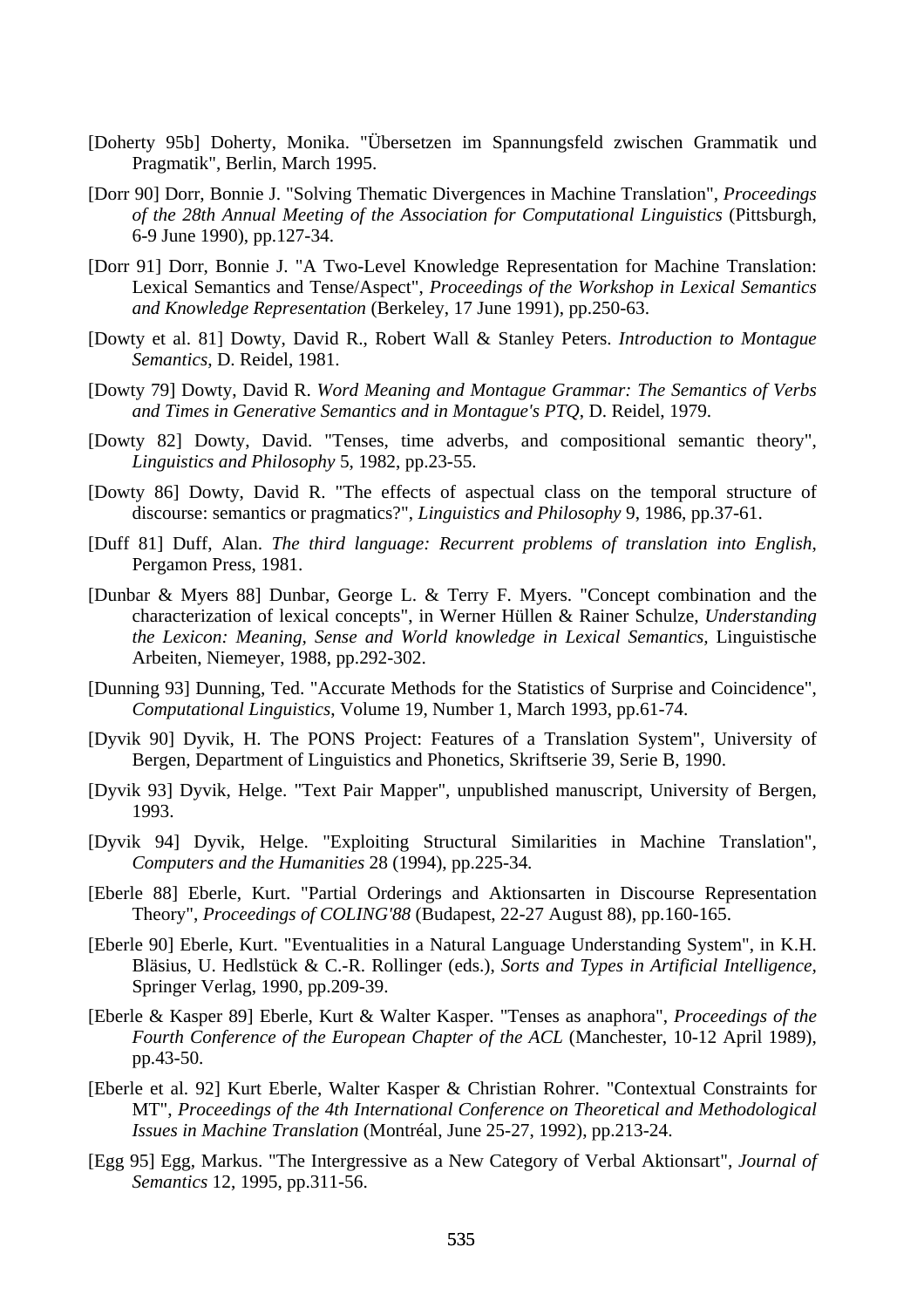[Doherty 95b] Doherty, Monika. "Übersetzen im Spannungsfeld zwischen Grammatik und Pragmatik", Berlin, March 1995.

[Dorr 90] Dorr, Bonnie J. "Solving Thematic Divergences in Machine Translation", *Proceedings of the 28th Annual Meeting of the Association for Computational Linguistics* (Pittsburgh, 6-9 June 1990), pp.127-34.

[Dorr 91] Dorr, Bonnie J. "A Two-Level Knowledge Representation for Machine Translation: Lexical Semantics and Tense/Aspect", *Proceedings of the Workshop in Lexical Semantics and Knowledge Representation* (Berkeley, 17 June 1991), pp.250-63.

[Dowty et al. 81] Dowty, David R., Robert Wall & Stanley Peters. *Introduction to Montague Semantics*, D. Reidel, 1981.

[Dowty 79] Dowty, David R. *Word Meaning and Montague Grammar: The Semantics of Verbs and Times in Generative Semantics and in Montague's PTQ*, D. Reidel, 1979.

[Dowty 82] Dowty, David. "Tenses, time adverbs, and compositional semantic theory", *Linguistics and Philosophy* 5, 1982, pp.23-55.

[Dowty 86] Dowty, David R. "The effects of aspectual class on the temporal structure of discourse: semantics or pragmatics?", *Linguistics and Philosophy* 9, 1986, pp.37-61.

[Duff 81] Duff, Alan. *The third language: Recurrent problems of translation into English*, Pergamon Press, 1981.

[Dunbar & Myers 88] Dunbar, George L. & Terry F. Myers. "Concept combination and the characterization of lexical concepts", in Werner Hüllen & Rainer Schulze, *Understanding the Lexicon: Meaning, Sense and World knowledge in Lexical Semantics*, Linguistische Arbeiten, Niemeyer, 1988, pp.292-302.

[Dunning 93] Dunning, Ted. "Accurate Methods for the Statistics of Surprise and Coincidence", *Computational Linguistics*, Volume 19, Number 1, March 1993, pp.61-74.

[Dyvik 90] Dyvik, H. The PONS Project: Features of a Translation System", University of Bergen, Department of Linguistics and Phonetics, Skriftserie 39, Serie B, 1990.

[Dyvik 93] Dyvik, Helge. "Text Pair Mapper", unpublished manuscript, University of Bergen, 1993.

[Dyvik 94] Dyvik, Helge. "Exploiting Structural Similarities in Machine Translation", *Computers and the Humanities* 28 (1994), pp.225-34.

[Eberle 88] Eberle, Kurt. "Partial Orderings and Aktionsarten in Discourse Representation Theory", *Proceedings of COLING'88* (Budapest, 22-27 August 88), pp.160-165.

[Eberle 90] Eberle, Kurt. "Eventualities in a Natural Language Understanding System", in K.H. Bläsius, U. Hedlstück & C.-R. Rollinger (eds.), *Sorts and Types in Artificial Intelligence*, Springer Verlag, 1990, pp.209-39.

[Eberle & Kasper 89] Eberle, Kurt & Walter Kasper. "Tenses as anaphora", *Proceedings of the Fourth Conference of the European Chapter of the ACL* (Manchester, 10-12 April 1989), pp.43-50.

[Eberle et al. 92] Kurt Eberle, Walter Kasper & Christian Rohrer. "Contextual Constraints for MT", *Proceedings of the 4th International Conference on Theoretical and Methodological Issues in Machine Translation* (Montréal, June 25-27, 1992), pp.213-24.

[Egg 95] Egg, Markus. "The Intergressive as a New Category of Verbal Aktionsart", *Journal of Semantics* 12, 1995, pp.311-56.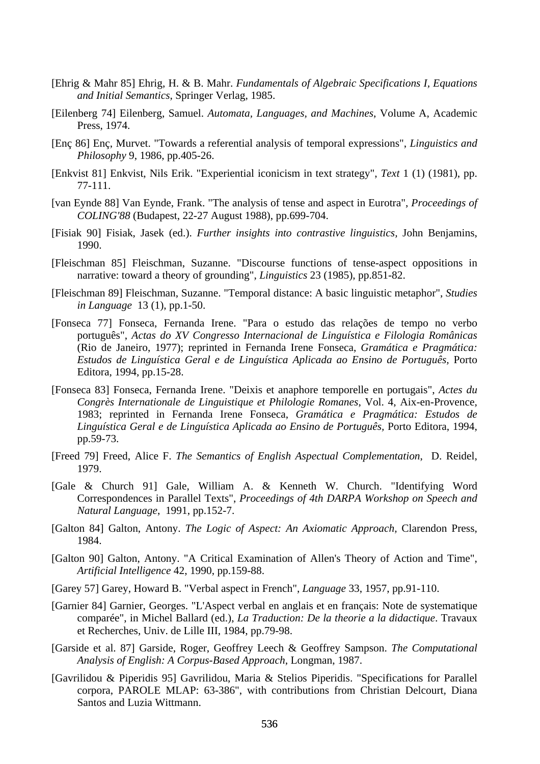[Ehrig & Mahr 85] Ehrig, H. & B. Mahr. *Fundamentals of Algebraic Specifications I, Equations and Initial Semantics*, Springer Verlag, 1985.

[Eilenberg 74] Eilenberg, Samuel. *Automata, Languages, and Machines*, Volume A, Academic Press, 1974.

[Enç 86] Enç, Murvet. "Towards a referential analysis of temporal expressions", *Linguistics and Philosophy* 9, 1986, pp.405-26.

[Enkvist 81] Enkvist, Nils Erik. "Experiential iconicism in text strategy", *Text* 1 (1) (1981), pp. 77-111.

[van Eynde 88] Van Eynde, Frank. "The analysis of tense and aspect in Eurotra", *Proceedings of COLING'88* (Budapest, 22-27 August 1988), pp.699-704.

[Fisiak 90] Fisiak, Jasek (ed.). *Further insights into contrastive linguistics*, John Benjamins, 1990.

[Fleischman 85] Fleischman, Suzanne. "Discourse functions of tense-aspect oppositions in narrative: toward a theory of grounding", *Linguistics* 23 (1985), pp.851-82.

[Fleischman 89] Fleischman, Suzanne. "Temporal distance: A basic linguistic metaphor", *Studies in Language* 13 (1), pp.1-50.

[Fonseca 77] Fonseca, Fernanda Irene. "Para o estudo das relações de tempo no verbo português", *Actas do XV Congresso Internacional de Linguística e Filologia Românicas* (Rio de Janeiro, 1977); reprinted in Fernanda Irene Fonseca, *Gramática e Pragmática: Estudos de Linguística Geral e de Linguística Aplicada ao Ensino de Português*, Porto Editora, 1994, pp.15-28.

[Fonseca 83] Fonseca, Fernanda Irene. "Deixis et anaphore temporelle en portugais", *Actes du Congrès Internationale de Linguistique et Philologie Romanes*, Vol. 4, Aix-en-Provence, 1983; reprinted in Fernanda Irene Fonseca, *Gramática e Pragmática: Estudos de Linguística Geral e de Linguística Aplicada ao Ensino de Português*, Porto Editora, 1994, pp.59-73.

[Freed 79] Freed, Alice F. *The Semantics of English Aspectual Complementation*, D. Reidel, 1979.

[Gale & Church 91] Gale, William A. & Kenneth W. Church. "Identifying Word Correspondences in Parallel Texts", *Proceedings of 4th DARPA Workshop on Speech and Natural Language*, 1991, pp.152-7.

[Galton 84] Galton, Antony. *The Logic of Aspect: An Axiomatic Approach*, Clarendon Press, 1984.

[Galton 90] Galton, Antony. "A Critical Examination of Allen's Theory of Action and Time", *Artificial Intelligence* 42, 1990, pp.159-88.

[Garey 57] Garey, Howard B. "Verbal aspect in French", *Language* 33, 1957, pp.91-110.

[Garnier 84] Garnier, Georges. "L'Aspect verbal en anglais et en français: Note de systematique comparée", in Michel Ballard (ed.), *La Traduction: De la theorie a la didactique*. Travaux et Recherches, Univ. de Lille III, 1984, pp.79-98.

[Garside et al. 87] Garside, Roger, Geoffrey Leech & Geoffrey Sampson. *The Computational Analysis of English: A Corpus-Based Approach*, Longman, 1987.

[Gavrilidou & Piperidis 95] Gavrilidou, Maria & Stelios Piperidis. "Specifications for Parallel corpora, PAROLE MLAP: 63-386", with contributions from Christian Delcourt, Diana Santos and Luzia Wittmann.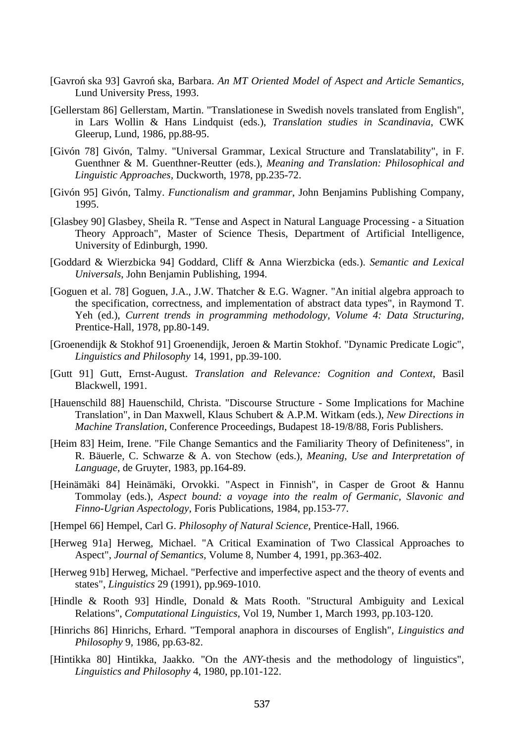[Gavroń ska 93] Gavroń ska, Barbara. *An MT Oriented Model of Aspect and Article Semantics*, Lund University Press, 1993.

[Gellerstam 86] Gellerstam, Martin. "Translationese in Swedish novels translated from English", in Lars Wollin & Hans Lindquist (eds.), *Translation studies in Scandinavia*, CWK Gleerup, Lund, 1986, pp.88-95.

[Givón 78] Givón, Talmy. "Universal Grammar, Lexical Structure and Translatability", in F. Guenthner & M. Guenthner-Reutter (eds.), *Meaning and Translation: Philosophical and Linguistic Approaches*, Duckworth, 1978, pp.235-72.

[Givón 95] Givón, Talmy. *Functionalism and grammar*, John Benjamins Publishing Company, 1995.

[Glasbey 90] Glasbey, Sheila R. "Tense and Aspect in Natural Language Processing - a Situation Theory Approach", Master of Science Thesis, Department of Artificial Intelligence, University of Edinburgh, 1990.

[Goddard & Wierzbicka 94] Goddard, Cliff & Anna Wierzbicka (eds.). *Semantic and Lexical Universals*, John Benjamin Publishing, 1994.

[Goguen et al. 78] Goguen, J.A., J.W. Thatcher & E.G. Wagner. "An initial algebra approach to the specification, correctness, and implementation of abstract data types", in Raymond T. Yeh (ed.), *Current trends in programming methodology, Volume 4: Data Structuring*, Prentice-Hall, 1978, pp.80-149.

[Groenendijk & Stokhof 91] Groenendijk, Jeroen & Martin Stokhof. "Dynamic Predicate Logic", *Linguistics and Philosophy* 14, 1991, pp.39-100.

[Gutt 91] Gutt, Ernst-August. *Translation and Relevance: Cognition and Context*, Basil Blackwell, 1991.

[Hauenschild 88] Hauenschild, Christa. "Discourse Structure - Some Implications for Machine Translation", in Dan Maxwell, Klaus Schubert & A.P.M. Witkam (eds.), *New Directions in Machine Translation*, Conference Proceedings, Budapest 18-19/8/88, Foris Publishers.

[Heim 83] Heim, Irene. "File Change Semantics and the Familiarity Theory of Definiteness", in R. Bäuerle, C. Schwarze & A. von Stechow (eds.), *Meaning, Use and Interpretation of Language*, de Gruyter, 1983, pp.164-89.

[Heinämäki 84] Heinämäki, Orvokki. "Aspect in Finnish", in Casper de Groot & Hannu Tommolay (eds.), *Aspect bound: a voyage into the realm of Germanic, Slavonic and Finno-Ugrian Aspectology*, Foris Publications, 1984, pp.153-77.

[Hempel 66] Hempel, Carl G. *Philosophy of Natural Science*, Prentice-Hall, 1966.

[Herweg 91a] Herweg, Michael. "A Critical Examination of Two Classical Approaches to Aspect", *Journal of Semantics*, Volume 8, Number 4, 1991, pp.363-402.

[Herweg 91b] Herweg, Michael. "Perfective and imperfective aspect and the theory of events and states", *Linguistics* 29 (1991), pp.969-1010.

[Hindle & Rooth 93] Hindle, Donald & Mats Rooth. "Structural Ambiguity and Lexical Relations", *Computational Linguistics*, Vol 19, Number 1, March 1993, pp.103-120.

[Hinrichs 86] Hinrichs, Erhard. "Temporal anaphora in discourses of English", *Linguistics and Philosophy* 9, 1986, pp.63-82.

[Hintikka 80] Hintikka, Jaakko. "On the *ANY*-thesis and the methodology of linguistics", *Linguistics and Philosophy* 4, 1980, pp.101-122.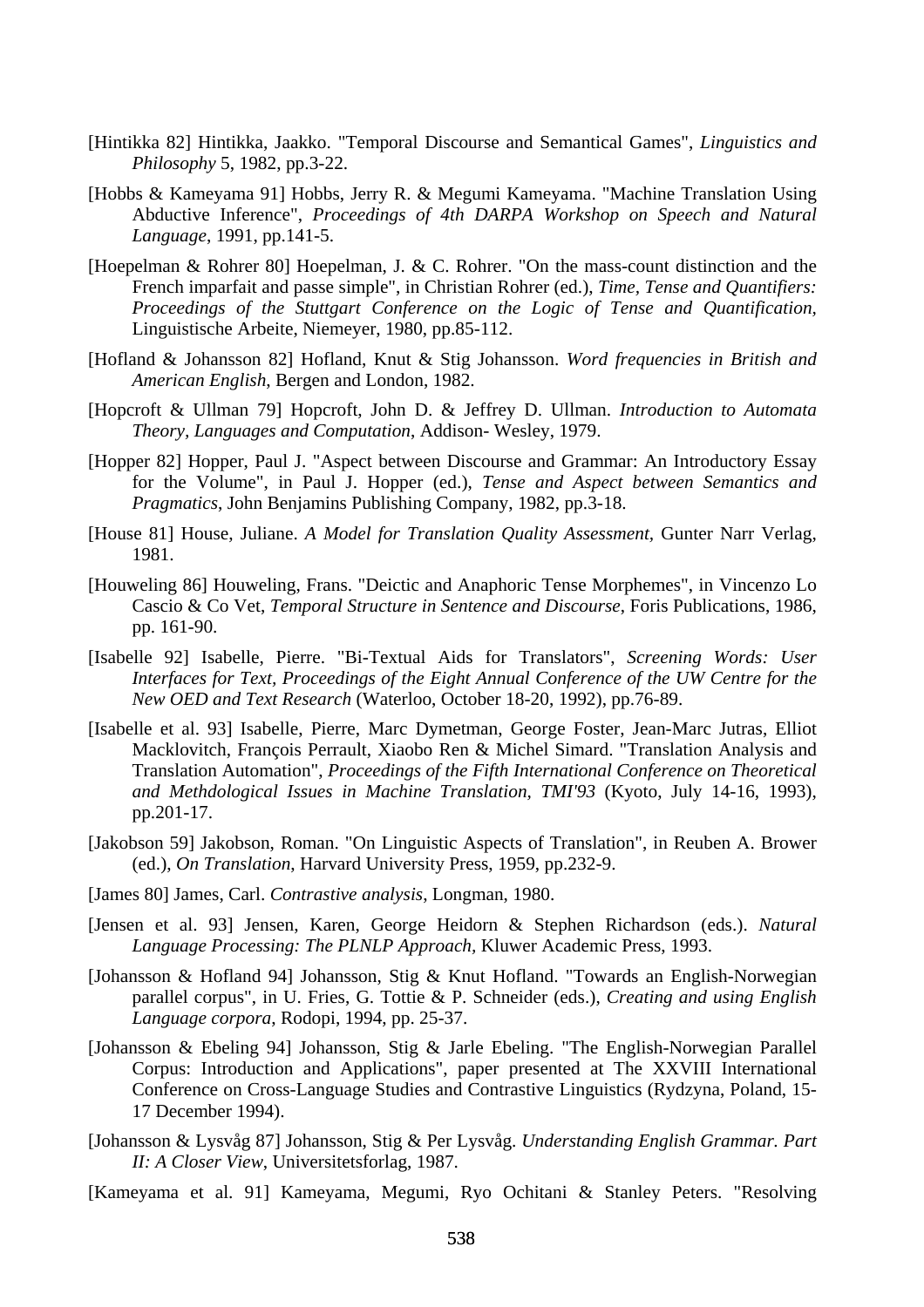[Hintikka 82] Hintikka, Jaakko. "Temporal Discourse and Semantical Games", *Linguistics and Philosophy* 5, 1982, pp.3-22.

[Hobbs & Kameyama 91] Hobbs, Jerry R. & Megumi Kameyama. "Machine Translation Using Abductive Inference", *Proceedings of 4th DARPA Workshop on Speech and Natural Language*, 1991, pp.141-5.

[Hoepelman & Rohrer 80] Hoepelman, J. & C. Rohrer. "On the mass-count distinction and the French imparfait and passe simple", in Christian Rohrer (ed.), *Time, Tense and Quantifiers: Proceedings of the Stuttgart Conference on the Logic of Tense and Quantification*, Linguistische Arbeite, Niemeyer, 1980, pp.85-112.

[Hofland & Johansson 82] Hofland, Knut & Stig Johansson. *Word frequencies in British and American English*, Bergen and London, 1982.

[Hopcroft & Ullman 79] Hopcroft, John D. & Jeffrey D. Ullman. *Introduction to Automata Theory, Languages and Computation*, Addison- Wesley, 1979.

[Hopper 82] Hopper, Paul J. "Aspect between Discourse and Grammar: An Introductory Essay for the Volume", in Paul J. Hopper (ed.), *Tense and Aspect between Semantics and Pragmatics*, John Benjamins Publishing Company, 1982, pp.3-18.

[House 81] House, Juliane. *A Model for Translation Quality Assessment*, Gunter Narr Verlag, 1981.

[Houweling 86] Houweling, Frans. "Deictic and Anaphoric Tense Morphemes", in Vincenzo Lo Cascio & Co Vet, *Temporal Structure in Sentence and Discourse*, Foris Publications, 1986, pp. 161-90.

[Isabelle 92] Isabelle, Pierre. "Bi-Textual Aids for Translators", *Screening Words: User Interfaces for Text, Proceedings of the Eight Annual Conference of the UW Centre for the New OED and Text Research* (Waterloo, October 18-20, 1992), pp.76-89.

[Isabelle et al. 93] Isabelle, Pierre, Marc Dymetman, George Foster, Jean-Marc Jutras, Elliot Macklovitch, François Perrault, Xiaobo Ren & Michel Simard. "Translation Analysis and Translation Automation", *Proceedings of the Fifth International Conference on Theoretical and Methdological Issues in Machine Translation, TMI'93* (Kyoto, July 14-16, 1993), pp.201-17.

[Jakobson 59] Jakobson, Roman. "On Linguistic Aspects of Translation", in Reuben A. Brower (ed.), *On Translation*, Harvard University Press, 1959, pp.232-9.

[James 80] James, Carl. *Contrastive analysis*, Longman, 1980.

[Jensen et al. 93] Jensen, Karen, George Heidorn & Stephen Richardson (eds.). *Natural Language Processing: The PLNLP Approach*, Kluwer Academic Press, 1993.

[Johansson & Hofland 94] Johansson, Stig & Knut Hofland. "Towards an English-Norwegian parallel corpus", in U. Fries, G. Tottie & P. Schneider (eds.), *Creating and using English Language corpora*, Rodopi, 1994, pp. 25-37.

[Johansson & Ebeling 94] Johansson, Stig & Jarle Ebeling. "The English-Norwegian Parallel Corpus: Introduction and Applications", paper presented at The XXVIII International Conference on Cross-Language Studies and Contrastive Linguistics (Rydzyna, Poland, 15-17 December 1994).

[Johansson & Lysvåg 87] Johansson, Stig & Per Lysvåg. *Understanding English Grammar. Part II: A Closer View*, Universitetsforlag, 1987.

[Kameyama et al. 91] Kameyama, Megumi, Ryo Ochitani & Stanley Peters. "Resolving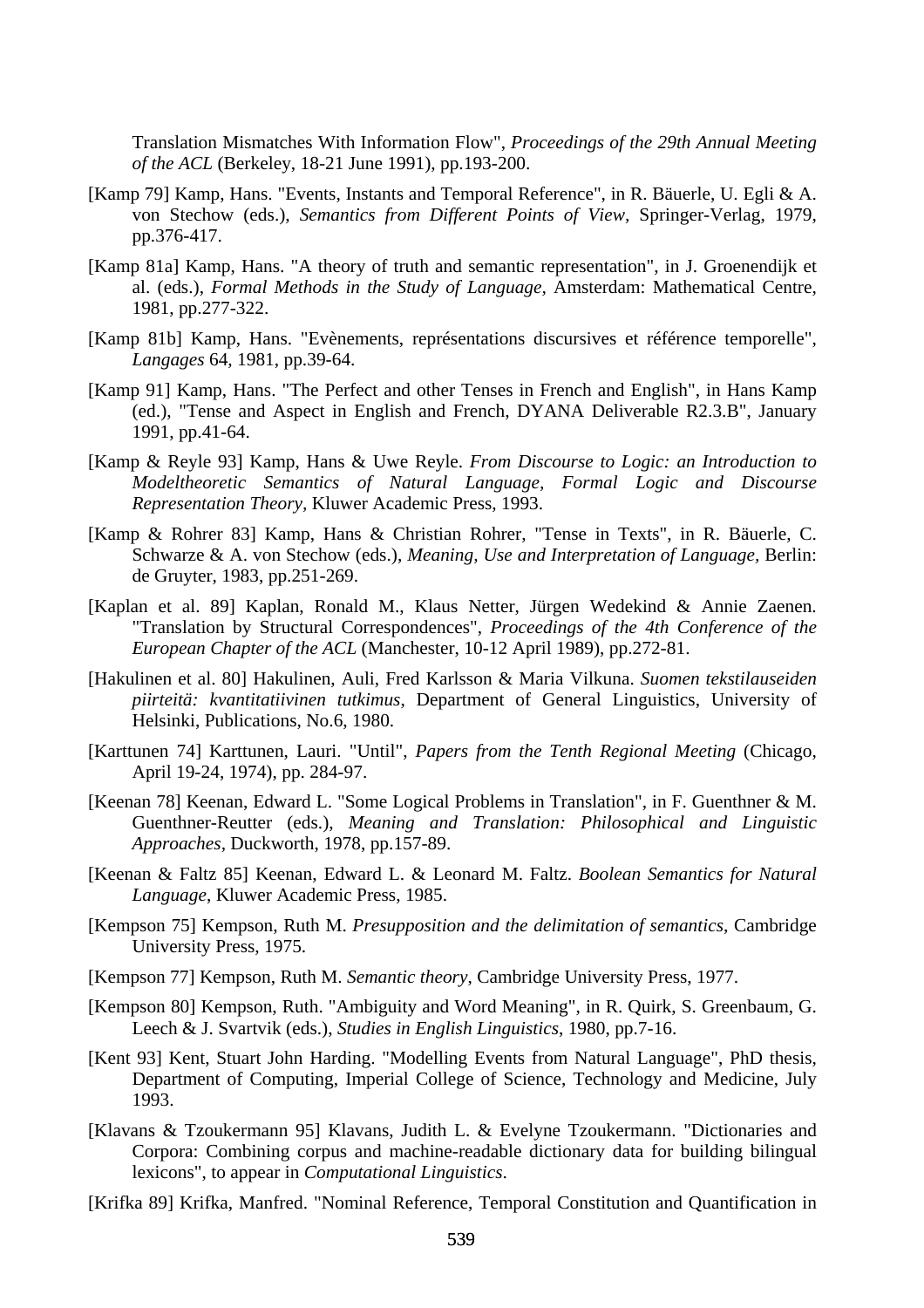Translation Mismatches With Information Flow", *Proceedings of the 29th Annual Meeting of the ACL* (Berkeley, 18-21 June 1991), pp.193-200.

[Kamp 79] Kamp, Hans. "Events, Instants and Temporal Reference", in R. Bäuerle, U. Egli & A. von Stechow (eds.), *Semantics from Different Points of View*, Springer-Verlag, 1979, pp.376-417.

[Kamp 81a] Kamp, Hans. "A theory of truth and semantic representation", in J. Groenendijk et al. (eds.), *Formal Methods in the Study of Language*, Amsterdam: Mathematical Centre, 1981, pp.277-322.

[Kamp 81b] Kamp, Hans. "Evènements, représentations discursives et référence temporelle", *Langages* 64, 1981, pp.39-64.

[Kamp 91] Kamp, Hans. "The Perfect and other Tenses in French and English", in Hans Kamp (ed.), "Tense and Aspect in English and French, DYANA Deliverable R2.3.B", January 1991, pp.41-64.

[Kamp & Reyle 93] Kamp, Hans & Uwe Reyle. *From Discourse to Logic: an Introduction to Modeltheoretic Semantics of Natural Language, Formal Logic and Discourse Representation Theory*, Kluwer Academic Press, 1993.

[Kamp & Rohrer 83] Kamp, Hans & Christian Rohrer, "Tense in Texts", in R. Bäuerle, C. Schwarze & A. von Stechow (eds.), *Meaning, Use and Interpretation of Language*, Berlin: de Gruyter, 1983, pp.251-269.

[Kaplan et al. 89] Kaplan, Ronald M., Klaus Netter, Jürgen Wedekind & Annie Zaenen. "Translation by Structural Correspondences", *Proceedings of the 4th Conference of the European Chapter of the ACL* (Manchester, 10-12 April 1989), pp.272-81.

[Hakulinen et al. 80] Hakulinen, Auli, Fred Karlsson & Maria Vilkuna. *Suomen tekstilauseiden piirteitä: kvantitatiivinen tutkimus*, Department of General Linguistics, University of Helsinki, Publications, No.6, 1980.

[Karttunen 74] Karttunen, Lauri. "Until", *Papers from the Tenth Regional Meeting* (Chicago, April 19-24, 1974), pp. 284-97.

[Keenan 78] Keenan, Edward L. "Some Logical Problems in Translation", in F. Guenthner & M. Guenthner-Reutter (eds.), *Meaning and Translation: Philosophical and Linguistic Approaches*, Duckworth, 1978, pp.157-89.

[Keenan & Faltz 85] Keenan, Edward L. & Leonard M. Faltz. *Boolean Semantics for Natural Language*, Kluwer Academic Press, 1985.

[Kempson 75] Kempson, Ruth M. *Presupposition and the delimitation of semantics*, Cambridge University Press, 1975.

[Kempson 77] Kempson, Ruth M. *Semantic theory*, Cambridge University Press, 1977.

[Kempson 80] Kempson, Ruth. "Ambiguity and Word Meaning", in R. Quirk, S. Greenbaum, G. Leech & J. Svartvik (eds.), *Studies in English Linguistics*, 1980, pp.7-16.

[Kent 93] Kent, Stuart John Harding. "Modelling Events from Natural Language", PhD thesis, Department of Computing, Imperial College of Science, Technology and Medicine, July 1993.

[Klavans & Tzoukermann 95] Klavans, Judith L. & Evelyne Tzoukermann. "Dictionaries and Corpora: Combining corpus and machine-readable dictionary data for building bilingual lexicons", to appear in *Computational Linguistics*.

[Krifka 89] Krifka, Manfred. "Nominal Reference, Temporal Constitution and Quantification in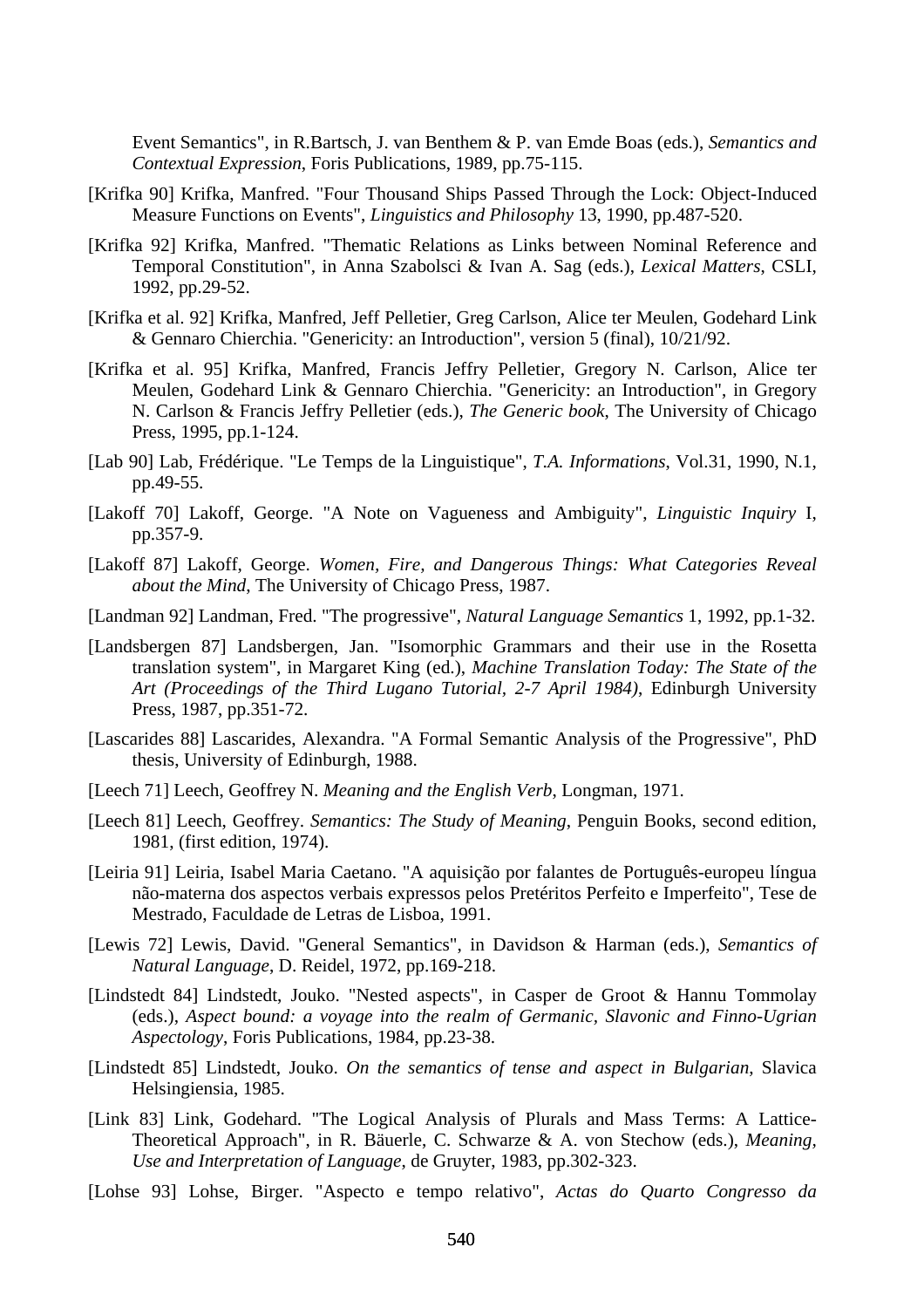Event Semantics", in R.Bartsch, J. van Benthem & P. van Emde Boas (eds.), *Semantics and Contextual Expression*, Foris Publications, 1989, pp.75-115.

[Krifka 90] Krifka, Manfred. "Four Thousand Ships Passed Through the Lock: Object-Induced Measure Functions on Events", *Linguistics and Philosophy* 13, 1990, pp.487-520.

[Krifka 92] Krifka, Manfred. "Thematic Relations as Links between Nominal Reference and Temporal Constitution", in Anna Szabolsci & Ivan A. Sag (eds.), *Lexical Matters*, CSLI, 1992, pp.29-52.

[Krifka et al. 92] Krifka, Manfred, Jeff Pelletier, Greg Carlson, Alice ter Meulen, Godehard Link & Gennaro Chierchia. "Genericity: an Introduction", version 5 (final), 10/21/92.

[Krifka et al. 95] Krifka, Manfred, Francis Jeffry Pelletier, Gregory N. Carlson, Alice ter Meulen, Godehard Link & Gennaro Chierchia. "Genericity: an Introduction", in Gregory N. Carlson & Francis Jeffry Pelletier (eds.), *The Generic book*, The University of Chicago Press, 1995, pp.1-124.

[Lab 90] Lab, Frédérique. "Le Temps de la Linguistique", *T.A. Informations*, Vol.31, 1990, N.1, pp.49-55.

[Lakoff 70] Lakoff, George. "A Note on Vagueness and Ambiguity", *Linguistic Inquiry* I, pp.357-9.

[Lakoff 87] Lakoff, George. *Women, Fire, and Dangerous Things: What Categories Reveal about the Mind*, The University of Chicago Press, 1987.

[Landman 92] Landman, Fred. "The progressive", *Natural Language Semantics* 1, 1992, pp.1-32.

[Landsbergen 87] Landsbergen, Jan. "Isomorphic Grammars and their use in the Rosetta translation system", in Margaret King (ed.), *Machine Translation Today: The State of the Art (Proceedings of the Third Lugano Tutorial, 2-7 April 1984)*, Edinburgh University Press, 1987, pp.351-72.

[Lascarides 88] Lascarides, Alexandra. "A Formal Semantic Analysis of the Progressive", PhD thesis, University of Edinburgh, 1988.

[Leech 71] Leech, Geoffrey N. *Meaning and the English Verb*, Longman, 1971.

[Leech 81] Leech, Geoffrey. *Semantics: The Study of Meaning*, Penguin Books, second edition, 1981, (first edition, 1974).

[Leiria 91] Leiria, Isabel Maria Caetano. "A aquisição por falantes de Português-europeu língua não-materna dos aspectos verbais expressos pelos Pretéritos Perfeito e Imperfeito", Tese de Mestrado, Faculdade de Letras de Lisboa, 1991.

[Lewis 72] Lewis, David. "General Semantics", in Davidson & Harman (eds.), *Semantics of Natural Language*, D. Reidel, 1972, pp.169-218.

[Lindstedt 84] Lindstedt, Jouko. "Nested aspects", in Casper de Groot & Hannu Tommolay (eds.), *Aspect bound: a voyage into the realm of Germanic, Slavonic and Finno-Ugrian Aspectology*, Foris Publications, 1984, pp.23-38.

[Lindstedt 85] Lindstedt, Jouko. *On the semantics of tense and aspect in Bulgarian*, Slavica Helsingiensia, 1985.

[Link 83] Link, Godehard. "The Logical Analysis of Plurals and Mass Terms: A Lattice-Theoretical Approach", in R. Bäuerle, C. Schwarze & A. von Stechow (eds.), *Meaning, Use and Interpretation of Language*, de Gruyter, 1983, pp.302-323.

[Lohse 93] Lohse, Birger. "Aspecto e tempo relativo", *Actas do Quarto Congresso da*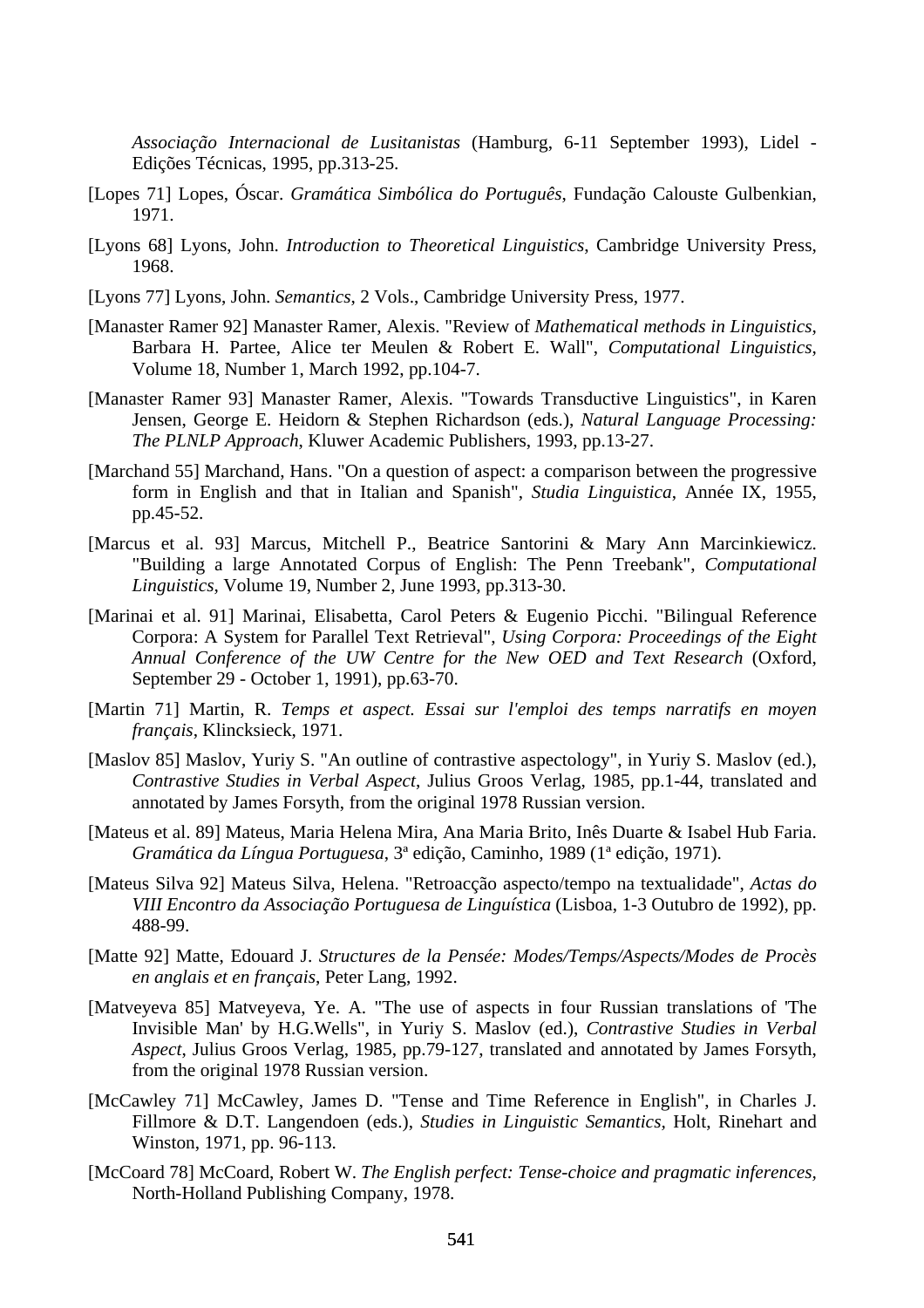*Associação Internacional de Lusitanistas* (Hamburg, 6-11 September 1993), Lidel - Edições Técnicas, 1995, pp.313-25.

[Lopes 71] Lopes, Óscar. *Gramática Simbólica do Português*, Fundação Calouste Gulbenkian, 1971.

[Lyons 68] Lyons, John. *Introduction to Theoretical Linguistics*, Cambridge University Press, 1968.

[Lyons 77] Lyons, John. *Semantics*, 2 Vols., Cambridge University Press, 1977.

[Manaster Ramer 92] Manaster Ramer, Alexis. "Review of *Mathematical methods in Linguistics*, Barbara H. Partee, Alice ter Meulen & Robert E. Wall", *Computational Linguistics*, Volume 18, Number 1, March 1992, pp.104-7.

[Manaster Ramer 93] Manaster Ramer, Alexis. "Towards Transductive Linguistics", in Karen Jensen, George E. Heidorn & Stephen Richardson (eds.), *Natural Language Processing: The PLNLP Approach*, Kluwer Academic Publishers, 1993, pp.13-27.

[Marchand 55] Marchand, Hans. "On a question of aspect: a comparison between the progressive form in English and that in Italian and Spanish", *Studia Linguistica*, Année IX, 1955, pp.45-52.

[Marcus et al. 93] Marcus, Mitchell P., Beatrice Santorini & Mary Ann Marcinkiewicz. "Building a large Annotated Corpus of English: The Penn Treebank", *Computational Linguistics*, Volume 19, Number 2, June 1993, pp.313-30.

[Marinai et al. 91] Marinai, Elisabetta, Carol Peters & Eugenio Picchi. "Bilingual Reference Corpora: A System for Parallel Text Retrieval", *Using Corpora: Proceedings of the Eight Annual Conference of the UW Centre for the New OED and Text Research* (Oxford, September 29 - October 1, 1991), pp.63-70.

[Martin 71] Martin, R. *Temps et aspect. Essai sur l'emploi des temps narratifs en moyen français*, Klincksieck, 1971.

[Maslov 85] Maslov, Yuriy S. "An outline of contrastive aspectology", in Yuriy S. Maslov (ed.), *Contrastive Studies in Verbal Aspect*, Julius Groos Verlag, 1985, pp.1-44, translated and annotated by James Forsyth, from the original 1978 Russian version.

[Mateus et al. 89] Mateus, Maria Helena Mira, Ana Maria Brito, Inês Duarte & Isabel Hub Faria. *Gramática da Língua Portuguesa*, 3ª edição, Caminho, 1989 (1ª edição, 1971).

[Mateus Silva 92] Mateus Silva, Helena. "Retroacção aspecto/tempo na textualidade", *Actas do VIII Encontro da Associação Portuguesa de Linguística* (Lisboa, 1-3 Outubro de 1992), pp. 488-99.

[Matte 92] Matte, Edouard J. *Structures de la Pensée: Modes/Temps/Aspects/Modes de Procès en anglais et en français*, Peter Lang, 1992.

[Matveyeva 85] Matveyeva, Ye. A. "The use of aspects in four Russian translations of 'The Invisible Man' by H.G.Wells", in Yuriy S. Maslov (ed.), *Contrastive Studies in Verbal Aspect*, Julius Groos Verlag, 1985, pp.79-127, translated and annotated by James Forsyth, from the original 1978 Russian version.

[McCawley 71] McCawley, James D. "Tense and Time Reference in English", in Charles J. Fillmore & D.T. Langendoen (eds.), *Studies in Linguistic Semantics*, Holt, Rinehart and Winston, 1971, pp. 96-113.

[McCoard 78] McCoard, Robert W. *The English perfect: Tense-choice and pragmatic inferences*, North-Holland Publishing Company, 1978.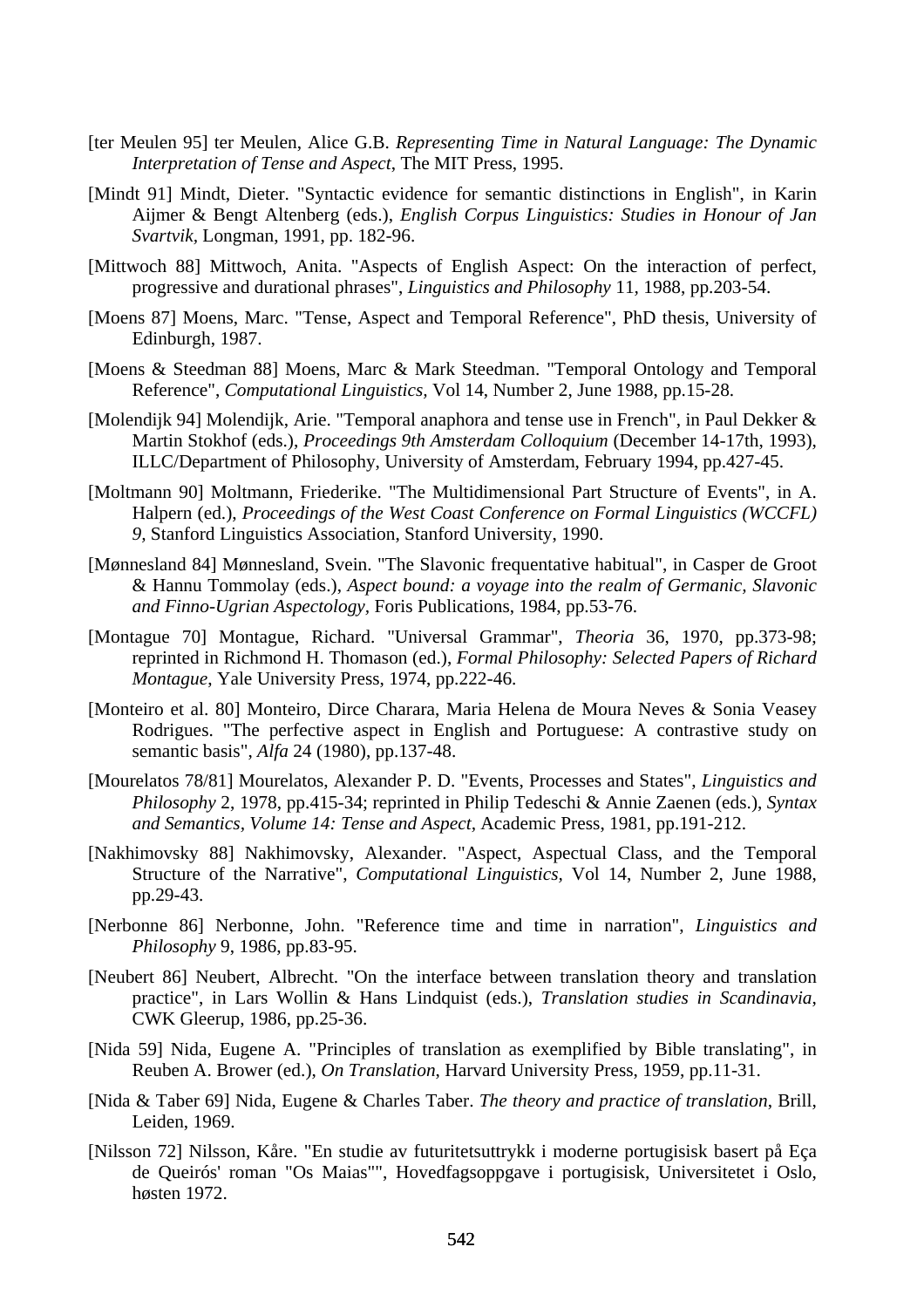[ter Meulen 95] ter Meulen, Alice G.B. *Representing Time in Natural Language: The Dynamic Interpretation of Tense and Aspect*, The MIT Press, 1995.

[Mindt 91] Mindt, Dieter. "Syntactic evidence for semantic distinctions in English", in Karin Aijmer & Bengt Altenberg (eds.), *English Corpus Linguistics: Studies in Honour of Jan Svartvik*, Longman, 1991, pp. 182-96.

[Mittwoch 88] Mittwoch, Anita. "Aspects of English Aspect: On the interaction of perfect, progressive and durational phrases", *Linguistics and Philosophy* 11, 1988, pp.203-54.

[Moens 87] Moens, Marc. "Tense, Aspect and Temporal Reference", PhD thesis, University of Edinburgh, 1987.

[Moens & Steedman 88] Moens, Marc & Mark Steedman. "Temporal Ontology and Temporal Reference", *Computational Linguistics,* Vol 14, Number 2, June 1988, pp.15-28.

[Molendijk 94] Molendijk, Arie. "Temporal anaphora and tense use in French", in Paul Dekker & Martin Stokhof (eds.), *Proceedings 9th Amsterdam Colloquium* (December 14-17th, 1993), ILLC/Department of Philosophy, University of Amsterdam, February 1994, pp.427-45.

[Moltmann 90] Moltmann, Friederike. "The Multidimensional Part Structure of Events", in A. Halpern (ed.), *Proceedings of the West Coast Conference on Formal Linguistics (WCCFL) 9,* Stanford Linguistics Association, Stanford University, 1990.

[Mønnesland 84] Mønnesland, Svein. "The Slavonic frequentative habitual", in Casper de Groot & Hannu Tommolay (eds.), *Aspect bound: a voyage into the realm of Germanic, Slavonic and Finno-Ugrian Aspectology*, Foris Publications, 1984, pp.53-76.

[Montague 70] Montague, Richard. "Universal Grammar", *Theoria* 36, 1970, pp.373-98; reprinted in Richmond H. Thomason (ed.), *Formal Philosophy: Selected Papers of Richard Montague*, Yale University Press, 1974, pp.222-46.

[Monteiro et al. 80] Monteiro, Dirce Charara, Maria Helena de Moura Neves & Sonia Veasey Rodrigues. "The perfective aspect in English and Portuguese: A contrastive study on semantic basis", *Alfa* 24 (1980), pp.137-48.

[Mourelatos 78/81] Mourelatos, Alexander P. D. "Events, Processes and States", *Linguistics and Philosophy* 2, 1978, pp.415-34; reprinted in Philip Tedeschi & Annie Zaenen (eds.), *Syntax and Semantics, Volume 14: Tense and Aspect*, Academic Press, 1981, pp.191-212.

[Nakhimovsky 88] Nakhimovsky, Alexander. "Aspect, Aspectual Class, and the Temporal Structure of the Narrative", *Computational Linguistics*, Vol 14, Number 2, June 1988, pp.29-43.

[Nerbonne 86] Nerbonne, John. "Reference time and time in narration", *Linguistics and Philosophy* 9, 1986, pp.83-95.

[Neubert 86] Neubert, Albrecht. "On the interface between translation theory and translation practice", in Lars Wollin & Hans Lindquist (eds.), *Translation studies in Scandinavia*, CWK Gleerup, 1986, pp.25-36.

[Nida 59] Nida, Eugene A. "Principles of translation as exemplified by Bible translating", in Reuben A. Brower (ed.), *On Translation*, Harvard University Press, 1959, pp.11-31.

[Nida & Taber 69] Nida, Eugene & Charles Taber. *The theory and practice of translation*, Brill, Leiden, 1969.

[Nilsson 72] Nilsson, Kåre. "En studie av futuritetsuttrykk i moderne portugisisk basert på Eça de Queirós' roman "Os Maias"", Hovedfagsoppgave i portugisisk, Universitetet i Oslo, høsten 1972.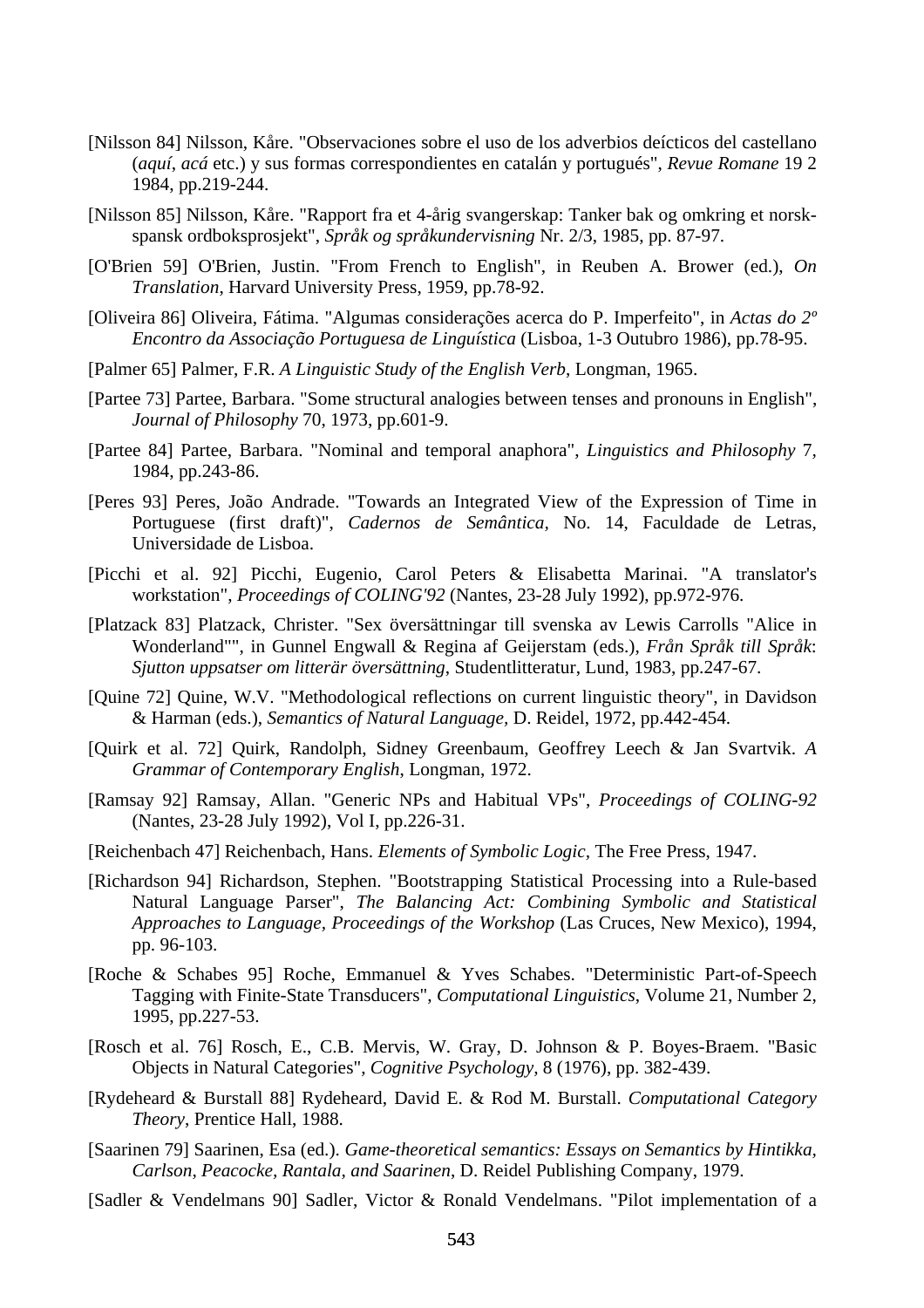[Nilsson 84] Nilsson, Kåre. "Observaciones sobre el uso de los adverbios deícticos del castellano (*aquí*, *acá* etc.) y sus formas correspondientes en catalán y portugués", *Revue Romane* 19 2 1984, pp.219-244.

[Nilsson 85] Nilsson, Kåre. "Rapport fra et 4-årig svangerskap: Tanker bak og omkring et norsk-spansk ordboksprosjekt", *Språk og språkundervisning* Nr. 2/3, 1985, pp. 87-97.

[O'Brien 59] O'Brien, Justin. "From French to English", in Reuben A. Brower (ed.), *On Translation*, Harvard University Press, 1959, pp.78-92.

[Oliveira 86] Oliveira, Fátima. "Algumas considerações acerca do P. Imperfeito", in *Actas do 2º Encontro da Associação Portuguesa de Linguística* (Lisboa, 1-3 Outubro 1986), pp.78-95.

[Palmer 65] Palmer, F.R. *A Linguistic Study of the English Verb*, Longman, 1965.

[Partee 73] Partee, Barbara. "Some structural analogies between tenses and pronouns in English", *Journal of Philosophy* 70, 1973, pp.601-9.

[Partee 84] Partee, Barbara. "Nominal and temporal anaphora", *Linguistics and Philosophy* 7, 1984, pp.243-86.

[Peres 93] Peres, João Andrade. "Towards an Integrated View of the Expression of Time in Portuguese (first draft)", *Cadernos de Semântica*, No. 14, Faculdade de Letras, Universidade de Lisboa.

[Picchi et al. 92] Picchi, Eugenio, Carol Peters & Elisabetta Marinai. "A translator's workstation", *Proceedings of COLING'92* (Nantes, 23-28 July 1992), pp.972-976.

[Platzack 83] Platzack, Christer. "Sex översättningar till svenska av Lewis Carrolls "Alice in Wonderland"", in Gunnel Engwall & Regina af Geijerstam (eds.), *Från Språk till Språk*: *Sjutton uppsatser om litterär översättning*, Studentlitteratur, Lund, 1983, pp.247-67.

[Quine 72] Quine, W.V. "Methodological reflections on current linguistic theory", in Davidson & Harman (eds.), *Semantics of Natural Language*, D. Reidel, 1972, pp.442-454.

[Quirk et al. 72] Quirk, Randolph, Sidney Greenbaum, Geoffrey Leech & Jan Svartvik. *A Grammar of Contemporary English*, Longman, 1972.

[Ramsay 92] Ramsay, Allan. "Generic NPs and Habitual VPs", *Proceedings of COLING-92* (Nantes, 23-28 July 1992), Vol I, pp.226-31.

[Reichenbach 47] Reichenbach, Hans. *Elements of Symbolic Logic*, The Free Press, 1947.

[Richardson 94] Richardson, Stephen. "Bootstrapping Statistical Processing into a Rule-based Natural Language Parser", *The Balancing Act: Combining Symbolic and Statistical Approaches to Language, Proceedings of the Workshop* (Las Cruces, New Mexico), 1994, pp. 96-103.

[Roche & Schabes 95] Roche, Emmanuel & Yves Schabes. "Deterministic Part-of-Speech Tagging with Finite-State Transducers", *Computational Linguistics*, Volume 21, Number 2, 1995, pp.227-53.

[Rosch et al. 76] Rosch, E., C.B. Mervis, W. Gray, D. Johnson & P. Boyes-Braem. "Basic Objects in Natural Categories", *Cognitive Psychology*, 8 (1976), pp. 382-439.

[Rydeheard & Burstall 88] Rydeheard, David E. & Rod M. Burstall. *Computational Category Theory*, Prentice Hall, 1988.

[Saarinen 79] Saarinen, Esa (ed.). *Game-theoretical semantics: Essays on Semantics by Hintikka, Carlson, Peacocke, Rantala, and Saarinen*, D. Reidel Publishing Company, 1979.

[Sadler & Vendelmans 90] Sadler, Victor & Ronald Vendelmans. "Pilot implementation of a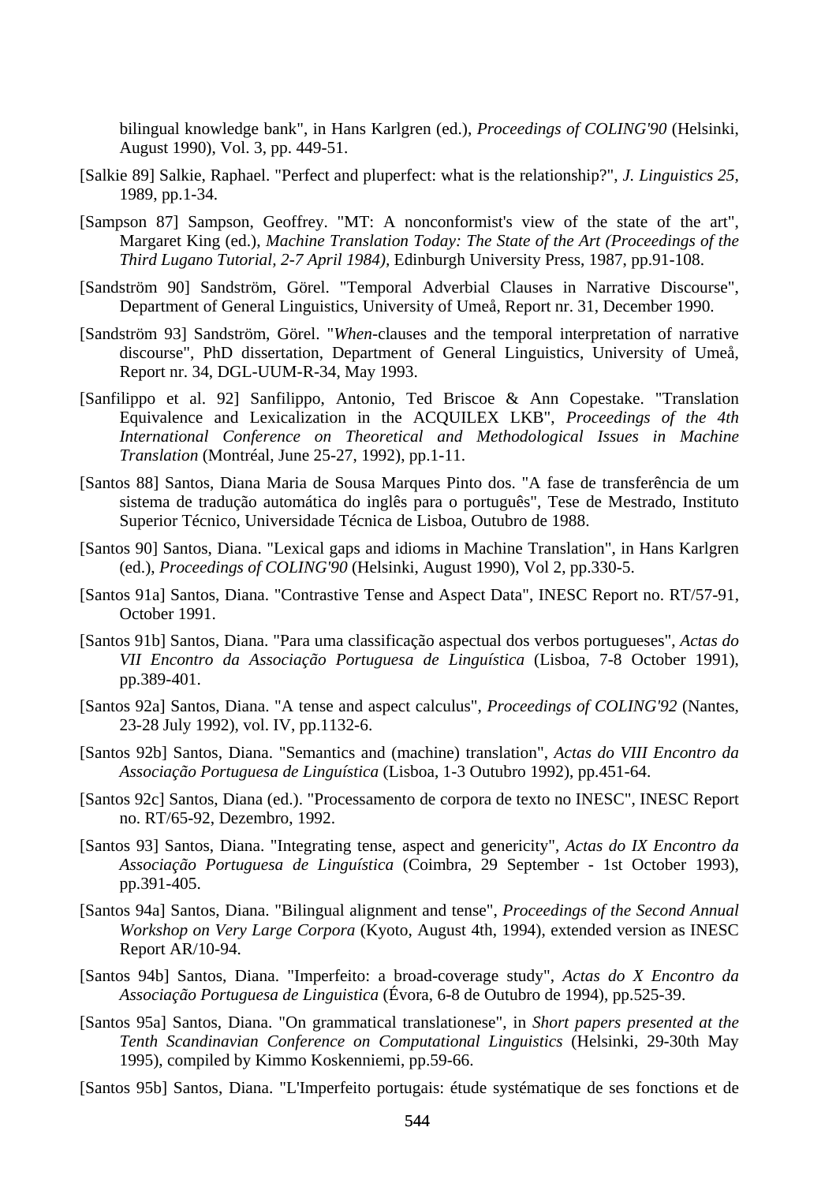bilingual knowledge bank", in Hans Karlgren (ed.), *Proceedings of COLING'90* (Helsinki, August 1990), Vol. 3, pp. 449-51.

[Salkie 89] Salkie, Raphael. "Perfect and pluperfect: what is the relationship?", *J. Linguistics 25,* 1989, pp.1-34.

[Sampson 87] Sampson, Geoffrey. "MT: A nonconformist's view of the state of the art", Margaret King (ed.), *Machine Translation Today: The State of the Art (Proceedings of the Third Lugano Tutorial, 2-7 April 1984),* Edinburgh University Press, 1987, pp.91-108.

[Sandström 90] Sandström, Görel. "Temporal Adverbial Clauses in Narrative Discourse", Department of General Linguistics, University of Umeå, Report nr. 31, December 1990.

[Sandström 93] Sandström, Görel. "*When*-clauses and the temporal interpretation of narrative discourse", PhD dissertation, Department of General Linguistics, University of Umeå, Report nr. 34, DGL-UUM-R-34, May 1993.

[Sanfilippo et al. 92] Sanfilippo, Antonio, Ted Briscoe & Ann Copestake. "Translation Equivalence and Lexicalization in the ACQUILEX LKB", *Proceedings of the 4th International Conference on Theoretical and Methodological Issues in Machine Translation* (Montréal, June 25-27, 1992), pp.1-11.

[Santos 88] Santos, Diana Maria de Sousa Marques Pinto dos. "A fase de transferência de um sistema de tradução automática do inglês para o português", Tese de Mestrado, Instituto Superior Técnico, Universidade Técnica de Lisboa, Outubro de 1988.

[Santos 90] Santos, Diana. "Lexical gaps and idioms in Machine Translation", in Hans Karlgren (ed.), *Proceedings of COLING'90* (Helsinki, August 1990), Vol 2, pp.330-5.

[Santos 91a] Santos, Diana. "Contrastive Tense and Aspect Data", INESC Report no. RT/57-91, October 1991.

[Santos 91b] Santos, Diana. "Para uma classificação aspectual dos verbos portugueses", *Actas do VII Encontro da Associação Portuguesa de Linguística* (Lisboa, 7-8 October 1991), pp.389-401.

[Santos 92a] Santos, Diana. "A tense and aspect calculus", *Proceedings of COLING'92* (Nantes, 23-28 July 1992), vol. IV, pp.1132-6.

[Santos 92b] Santos, Diana. "Semantics and (machine) translation", *Actas do VIII Encontro da Associação Portuguesa de Linguística* (Lisboa, 1-3 Outubro 1992), pp.451-64.

[Santos 92c] Santos, Diana (ed.). "Processamento de corpora de texto no INESC", INESC Report no. RT/65-92, Dezembro, 1992.

[Santos 93] Santos, Diana. "Integrating tense, aspect and genericity", *Actas do IX Encontro da Associação Portuguesa de Linguística* (Coimbra, 29 September - 1st October 1993), pp.391-405.

[Santos 94a] Santos, Diana. "Bilingual alignment and tense", *Proceedings of the Second Annual Workshop on Very Large Corpora* (Kyoto, August 4th, 1994), extended version as INESC Report AR/10-94.

[Santos 94b] Santos, Diana. "Imperfeito: a broad-coverage study", *Actas do X Encontro da Associação Portuguesa de Linguistica* (Évora, 6-8 de Outubro de 1994), pp.525-39.

[Santos 95a] Santos, Diana. "On grammatical translationese", in *Short papers presented at the Tenth Scandinavian Conference on Computational Linguistics* (Helsinki, 29-30th May 1995), compiled by Kimmo Koskenniemi, pp.59-66.

[Santos 95b] Santos, Diana. "L'Imperfeito portugais: étude systématique de ses fonctions et de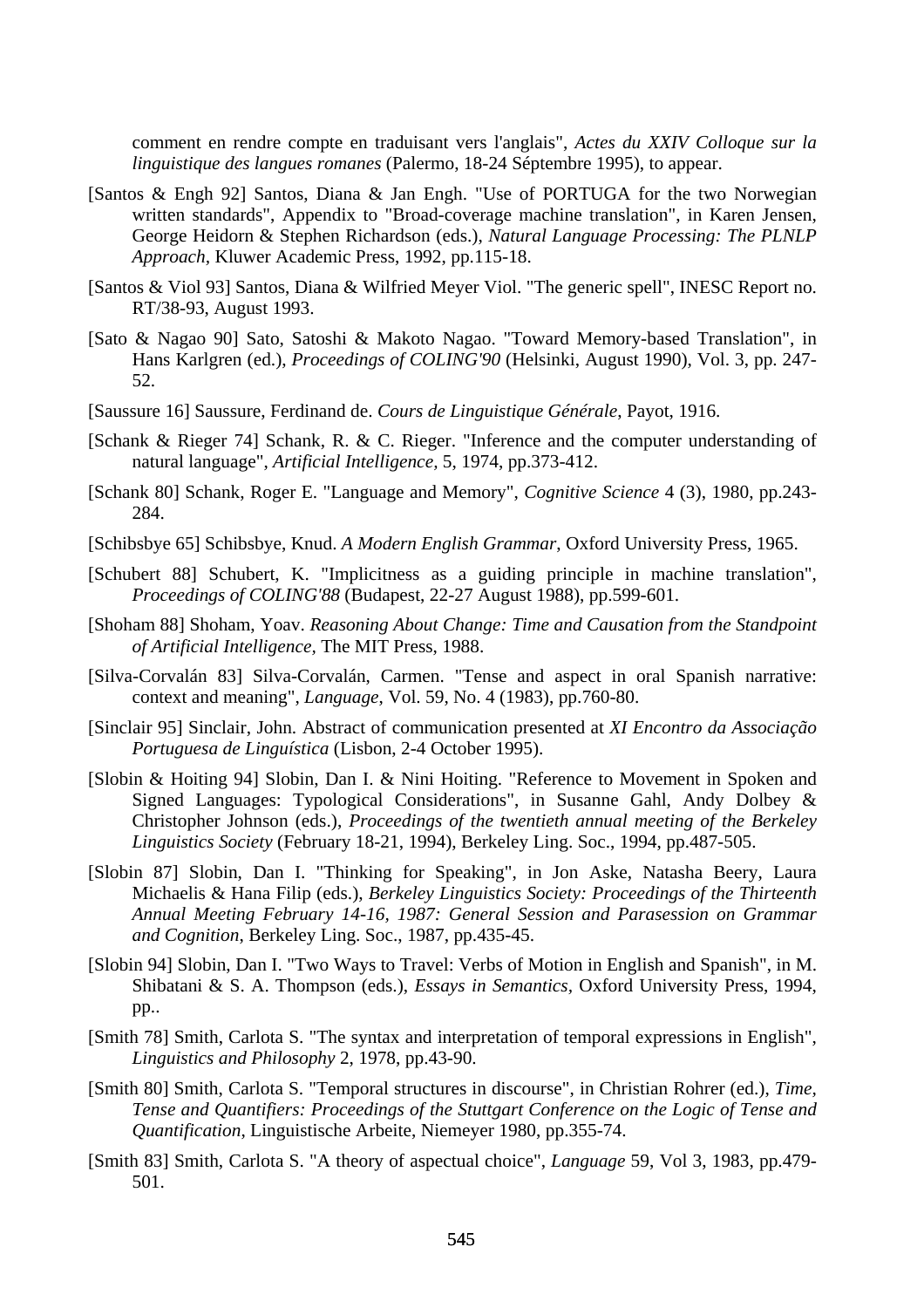comment en rendre compte en traduisant vers l'anglais", *Actes du XXIV Colloque sur la linguistique des langues romanes* (Palermo, 18-24 Séptembre 1995), to appear.

[Santos & Engh 92] Santos, Diana & Jan Engh. "Use of PORTUGA for the two Norwegian written standards", Appendix to "Broad-coverage machine translation", in Karen Jensen, George Heidorn & Stephen Richardson (eds.), *Natural Language Processing: The PLNLP Approach,* Kluwer Academic Press, 1992, pp.115-18.

[Santos & Viol 93] Santos, Diana & Wilfried Meyer Viol. "The generic spell", INESC Report no. RT/38-93, August 1993.

[Sato & Nagao 90] Sato, Satoshi & Makoto Nagao. "Toward Memory-based Translation", in Hans Karlgren (ed.), *Proceedings of COLING'90* (Helsinki, August 1990), Vol. 3, pp. 247-52.

[Saussure 16] Saussure, Ferdinand de. *Cours de Linguistique Générale*, Payot, 1916.

[Schank & Rieger 74] Schank, R. & C. Rieger. "Inference and the computer understanding of natural language", *Artificial Intelligence,* 5, 1974, pp.373-412.

[Schank 80] Schank, Roger E. "Language and Memory", *Cognitive Science* 4 (3), 1980, pp.243-284.

[Schibsbye 65] Schibsbye, Knud. *A Modern English Grammar,* Oxford University Press, 1965.

[Schubert 88] Schubert, K. "Implicitness as a guiding principle in machine translation", *Proceedings of COLING'88* (Budapest, 22-27 August 1988), pp.599-601.

[Shoham 88] Shoham, Yoav. *Reasoning About Change: Time and Causation from the Standpoint of Artificial Intelligence,* The MIT Press, 1988.

[Silva-Corvalán 83] Silva-Corvalán, Carmen. "Tense and aspect in oral Spanish narrative: context and meaning", *Language*, Vol. 59, No. 4 (1983), pp.760-80.

[Sinclair 95] Sinclair, John. Abstract of communication presented at *XI Encontro da Associação Portuguesa de Linguística* (Lisbon, 2-4 October 1995).

[Slobin & Hoiting 94] Slobin, Dan I. & Nini Hoiting. "Reference to Movement in Spoken and Signed Languages: Typological Considerations", in Susanne Gahl, Andy Dolbey & Christopher Johnson (eds.), *Proceedings of the twentieth annual meeting of the Berkeley Linguistics Society* (February 18-21, 1994), Berkeley Ling. Soc., 1994, pp.487-505.

[Slobin 87] Slobin, Dan I. "Thinking for Speaking", in Jon Aske, Natasha Beery, Laura Michaelis & Hana Filip (eds.), *Berkeley Linguistics Society: Proceedings of the Thirteenth Annual Meeting February 14-16, 1987: General Session and Parasession on Grammar and Cognition*, Berkeley Ling. Soc., 1987, pp.435-45.

[Slobin 94] Slobin, Dan I. "Two Ways to Travel: Verbs of Motion in English and Spanish", in M. Shibatani & S. A. Thompson (eds.), *Essays in Semantics,* Oxford University Press, 1994, pp..

[Smith 78] Smith, Carlota S. "The syntax and interpretation of temporal expressions in English", *Linguistics and Philosophy* 2, 1978, pp.43-90.

[Smith 80] Smith, Carlota S. "Temporal structures in discourse", in Christian Rohrer (ed.), *Time, Tense and Quantifiers: Proceedings of the Stuttgart Conference on the Logic of Tense and Quantification*, Linguistische Arbeite, Niemeyer 1980, pp.355-74.

[Smith 83] Smith, Carlota S. "A theory of aspectual choice", *Language* 59, Vol 3, 1983, pp.479-501.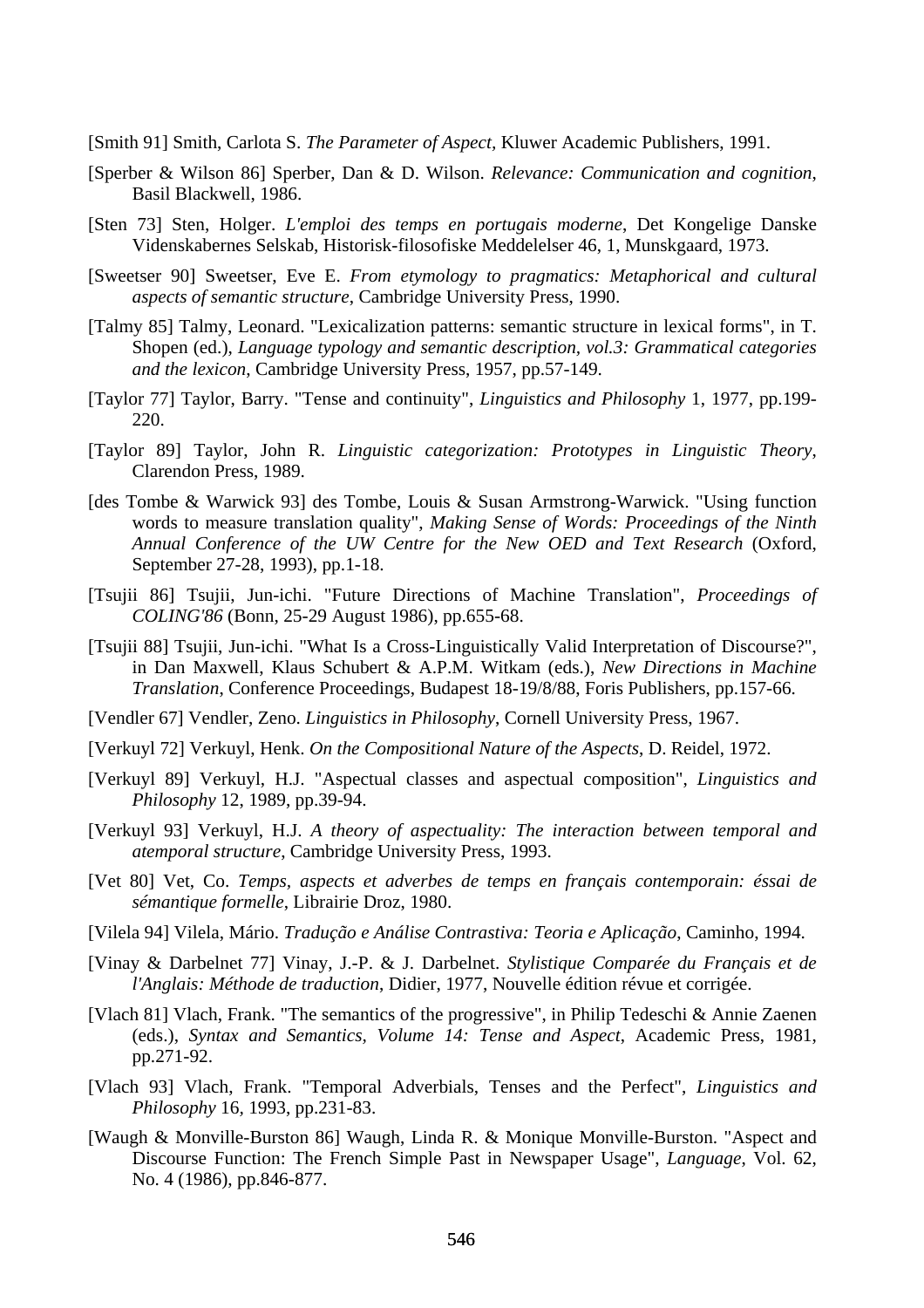[Smith 91] Smith, Carlota S. *The Parameter of Aspect*, Kluwer Academic Publishers, 1991.

[Sperber & Wilson 86] Sperber, Dan & D. Wilson. *Relevance: Communication and cognition*, Basil Blackwell, 1986.

[Sten 73] Sten, Holger. *L'emploi des temps en portugais moderne*, Det Kongelige Danske Videnskabernes Selskab, Historisk-filosofiske Meddelelser 46, 1, Munskgaard, 1973.

[Sweetser 90] Sweetser, Eve E. *From etymology to pragmatics: Metaphorical and cultural aspects of semantic structure*, Cambridge University Press, 1990.

[Talmy 85] Talmy, Leonard. "Lexicalization patterns: semantic structure in lexical forms", in T. Shopen (ed.), *Language typology and semantic description, vol.3: Grammatical categories and the lexicon*, Cambridge University Press, 1957, pp.57-149.

[Taylor 77] Taylor, Barry. "Tense and continuity", *Linguistics and Philosophy* 1, 1977, pp.199-220.

[Taylor 89] Taylor, John R. *Linguistic categorization: Prototypes in Linguistic Theory*, Clarendon Press, 1989.

[des Tombe & Warwick 93] des Tombe, Louis & Susan Armstrong-Warwick. "Using function words to measure translation quality", *Making Sense of Words: Proceedings of the Ninth Annual Conference of the UW Centre for the New OED and Text Research* (Oxford, September 27-28, 1993), pp.1-18.

[Tsujii 86] Tsujii, Jun-ichi. "Future Directions of Machine Translation", *Proceedings of COLING'86* (Bonn, 25-29 August 1986), pp.655-68.

[Tsujii 88] Tsujii, Jun-ichi. "What Is a Cross-Linguistically Valid Interpretation of Discourse?", in Dan Maxwell, Klaus Schubert & A.P.M. Witkam (eds.), *New Directions in Machine Translation*, Conference Proceedings, Budapest 18-19/8/88, Foris Publishers, pp.157-66.

[Vendler 67] Vendler, Zeno. *Linguistics in Philosophy*, Cornell University Press, 1967.

[Verkuyl 72] Verkuyl, Henk. *On the Compositional Nature of the Aspects*, D. Reidel, 1972.

[Verkuyl 89] Verkuyl, H.J. "Aspectual classes and aspectual composition", *Linguistics and Philosophy* 12, 1989, pp.39-94.

[Verkuyl 93] Verkuyl, H.J. *A theory of aspectuality: The interaction between temporal and atemporal structure*, Cambridge University Press, 1993.

[Vet 80] Vet, Co. *Temps, aspects et adverbes de temps en français contemporain: éssai de sémantique formelle*, Librairie Droz, 1980.

[Vilela 94] Vilela, Mário. *Tradução e Análise Contrastiva: Teoria e Aplicação*, Caminho, 1994.

[Vinay & Darbelnet 77] Vinay, J.-P. & J. Darbelnet. *Stylistique Comparée du Français et de l'Anglais: Méthode de traduction*, Didier, 1977, Nouvelle édition révue et corrigée.

[Vlach 81] Vlach, Frank. "The semantics of the progressive", in Philip Tedeschi & Annie Zaenen (eds.), *Syntax and Semantics, Volume 14: Tense and Aspect*, Academic Press, 1981, pp.271-92.

[Vlach 93] Vlach, Frank. "Temporal Adverbials, Tenses and the Perfect", *Linguistics and Philosophy* 16, 1993, pp.231-83.

[Waugh & Monville-Burston 86] Waugh, Linda R. & Monique Monville-Burston. "Aspect and Discourse Function: The French Simple Past in Newspaper Usage", *Language*, Vol. 62, No. 4 (1986), pp.846-877.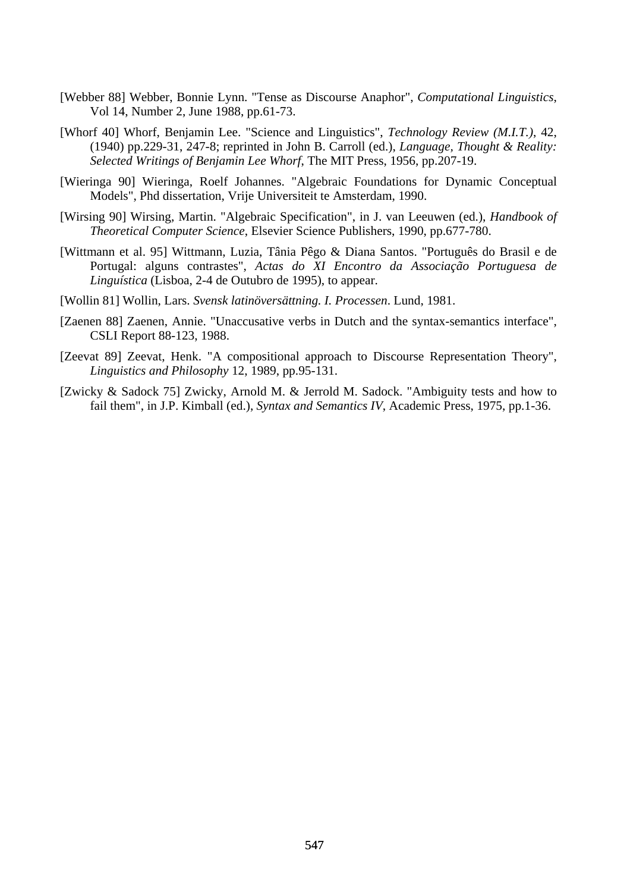[Webber 88] Webber, Bonnie Lynn. "Tense as Discourse Anaphor", *Computational Linguistics*, Vol 14, Number 2, June 1988, pp.61-73.

[Whorf 40] Whorf, Benjamin Lee. "Science and Linguistics", *Technology Review (M.I.T.)*, 42, (1940) pp.229-31, 247-8; reprinted in John B. Carroll (ed.), *Language, Thought & Reality: Selected Writings of Benjamin Lee Whorf*, The MIT Press, 1956, pp.207-19.

[Wieringa 90] Wieringa, Roelf Johannes. "Algebraic Foundations for Dynamic Conceptual Models", Phd dissertation, Vrije Universiteit te Amsterdam, 1990.

[Wirsing 90] Wirsing, Martin. "Algebraic Specification", in J. van Leeuwen (ed.), *Handbook of Theoretical Computer Science*, Elsevier Science Publishers, 1990, pp.677-780.

[Wittmann et al. 95] Wittmann, Luzia, Tânia Pêgo & Diana Santos. "Português do Brasil e de Portugal: alguns contrastes", *Actas do XI Encontro da Associação Portuguesa de Linguística* (Lisboa, 2-4 de Outubro de 1995), to appear.

[Wollin 81] Wollin, Lars. *Svensk latinöversättning. I. Processen*. Lund, 1981.

[Zaenen 88] Zaenen, Annie. "Unaccusative verbs in Dutch and the syntax-semantics interface", CSLI Report 88-123, 1988.

[Zeevat 89] Zeevat, Henk. "A compositional approach to Discourse Representation Theory", *Linguistics and Philosophy* 12, 1989, pp.95-131.

[Zwicky & Sadock 75] Zwicky, Arnold M. & Jerrold M. Sadock. "Ambiguity tests and how to fail them", in J.P. Kimball (ed.), *Syntax and Semantics IV*, Academic Press, 1975, pp.1-36.